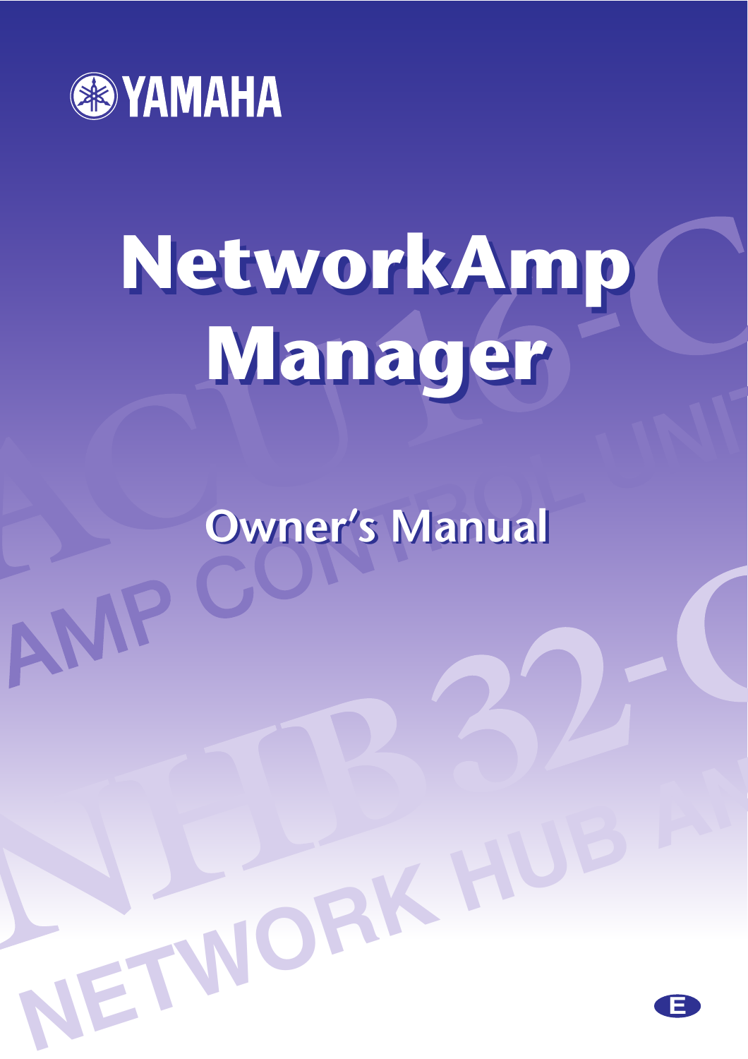YAMAHA

# NetworkAmp Manager

## Owner's Manual

E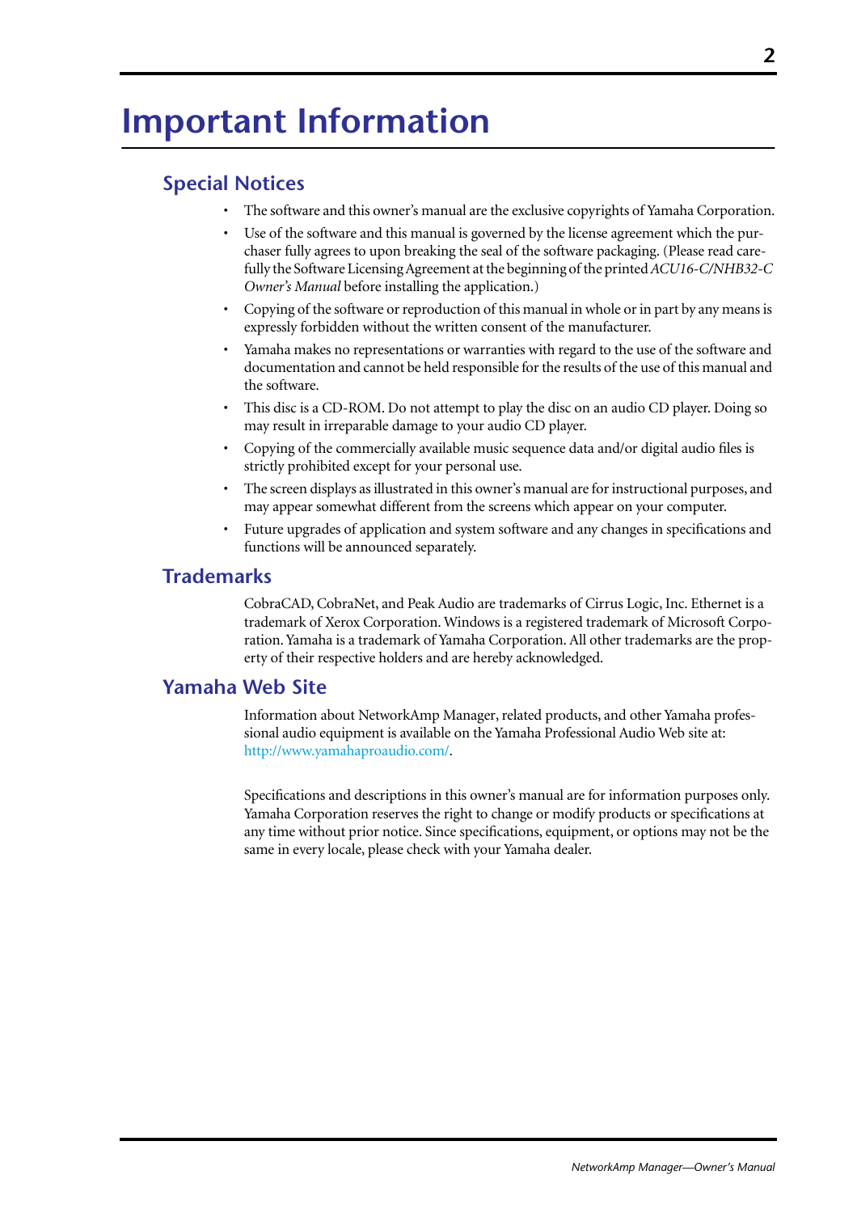# Important Information

## Special Notices

- The software and this owner's manual are the exclusive copyrights of Yamaha Corporation.
- Use of the software and this manual is governed by the license agreement which the purchaser fully agrees to upon breaking the seal of the software packaging. (Please read carefully the Software Licensing Agreement at the beginning of the printed *ACU16-C/NHB32-C Owner's Manual* before installing the application.)
- Copying of the software or reproduction of this manual in whole or in part by any means is expressly forbidden without the written consent of the manufacturer.
- Yamaha makes no representations or warranties with regard to the use of the software and documentation and cannot be held responsible for the results of the use of this manual and the software.
- This disc is a CD-ROM. Do not attempt to play the disc on an audio CD player. Doing so may result in irreparable damage to your audio CD player.
- Copying of the commercially available music sequence data and/or digital audio files is strictly prohibited except for your personal use.
- The screen displays as illustrated in this owner's manual are for instructional purposes, and may appear somewhat different from the screens which appear on your computer.
- Future upgrades of application and system software and any changes in specifications and functions will be announced separately.

## Trademarks

CobraCAD, CobraNet, and Peak Audio are trademarks of Cirrus Logic, Inc. Ethernet is a trademark of Xerox Corporation. Windows is a registered trademark of Microsoft Corporation. Yamaha is a trademark of Yamaha Corporation. All other trademarks are the property of their respective holders and are hereby acknowledged.

## Yamaha Web Site

Information about NetworkAmp Manager, related products, and other Yamaha professional audio equipment is available on the Yamaha Professional Audio Web site at: http://www.yamahaproaudio.com/.

Specifications and descriptions in this owner's manual are for information purposes only. Yamaha Corporation reserves the right to change or modify products or specifications at any time without prior notice. Since specifications, equipment, or options may not be the same in every locale, please check with your Yamaha dealer.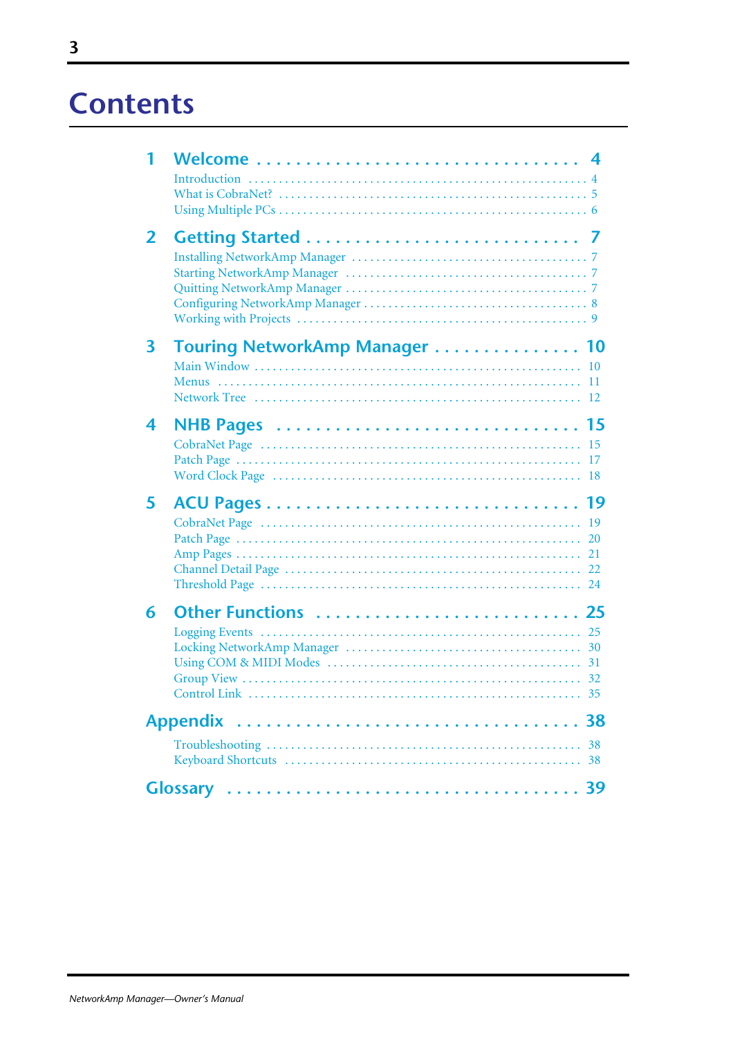# Contents

**1 Welcome . . . . . . . . . . . . . . . . . . . . . . . . . . . . . . . 4**

Introduction . . . . . . . . . . . . . . . . . . . . . . . . . . . . . . . . . . . . . . . . . . . . . . . . . . . 4
What is CobraNet? . . . . . . . . . . . . . . . . . . . . . . . . . . . . . . . . . . . . . . . . . . . . . . 5
Using Multiple PCs . . . . . . . . . . . . . . . . . . . . . . . . . . . . . . . . . . . . . . . . . . . . . . 6

**2 Getting Started . . . . . . . . . . . . . . . . . . . . . . . . . . . 7**

Installing NetworkAmp Manager . . . . . . . . . . . . . . . . . . . . . . . . . . . . . . . . . . . 7
Starting NetworkAmp Manager . . . . . . . . . . . . . . . . . . . . . . . . . . . . . . . . . . . . 7
Quitting NetworkAmp Manager . . . . . . . . . . . . . . . . . . . . . . . . . . . . . . . . . . . . 7
Configuring NetworkAmp Manager . . . . . . . . . . . . . . . . . . . . . . . . . . . . . . . . . 8
Working with Projects . . . . . . . . . . . . . . . . . . . . . . . . . . . . . . . . . . . . . . . . . . . 9

**3 Touring NetworkAmp Manager . . . . . . . . . . . . . . . 10**

Main Window . . . . . . . . . . . . . . . . . . . . . . . . . . . . . . . . . . . . . . . . . . . . . . . . . 10
Menus . . . . . . . . . . . . . . . . . . . . . . . . . . . . . . . . . . . . . . . . . . . . . . . . . . . . . . 11
Network Tree . . . . . . . . . . . . . . . . . . . . . . . . . . . . . . . . . . . . . . . . . . . . . . . . . 12

**4 NHB Pages . . . . . . . . . . . . . . . . . . . . . . . . . . . . . 15**

CobraNet Page . . . . . . . . . . . . . . . . . . . . . . . . . . . . . . . . . . . . . . . . . . . . . . . . 15
Patch Page . . . . . . . . . . . . . . . . . . . . . . . . . . . . . . . . . . . . . . . . . . . . . . . . . . . 17
Word Clock Page . . . . . . . . . . . . . . . . . . . . . . . . . . . . . . . . . . . . . . . . . . . . . . 18

**5 ACU Pages . . . . . . . . . . . . . . . . . . . . . . . . . . . . . . 19**

CobraNet Page . . . . . . . . . . . . . . . . . . . . . . . . . . . . . . . . . . . . . . . . . . . . . . . . 19
Patch Page . . . . . . . . . . . . . . . . . . . . . . . . . . . . . . . . . . . . . . . . . . . . . . . . . . . 20
Amp Pages . . . . . . . . . . . . . . . . . . . . . . . . . . . . . . . . . . . . . . . . . . . . . . . . . . . 21
Channel Detail Page . . . . . . . . . . . . . . . . . . . . . . . . . . . . . . . . . . . . . . . . . . . . 22
Threshold Page . . . . . . . . . . . . . . . . . . . . . . . . . . . . . . . . . . . . . . . . . . . . . . . . 24

**6 Other Functions . . . . . . . . . . . . . . . . . . . . . . . . . 25**

Logging Events . . . . . . . . . . . . . . . . . . . . . . . . . . . . . . . . . . . . . . . . . . . . . . . . 25
Locking NetworkAmp Manager . . . . . . . . . . . . . . . . . . . . . . . . . . . . . . . . . . . . 30
Using COM & MIDI Modes . . . . . . . . . . . . . . . . . . . . . . . . . . . . . . . . . . . . . . . 31
Group View . . . . . . . . . . . . . . . . . . . . . . . . . . . . . . . . . . . . . . . . . . . . . . . . . . 32
Control Link . . . . . . . . . . . . . . . . . . . . . . . . . . . . . . . . . . . . . . . . . . . . . . . . . . 35

**Appendix . . . . . . . . . . . . . . . . . . . . . . . . . . . . . . . . 38**

Troubleshooting . . . . . . . . . . . . . . . . . . . . . . . . . . . . . . . . . . . . . . . . . . . . . . . 38
Keyboard Shortcuts . . . . . . . . . . . . . . . . . . . . . . . . . . . . . . . . . . . . . . . . . . . . 38

**Glossary . . . . . . . . . . . . . . . . . . . . . . . . . . . . . . . . 39**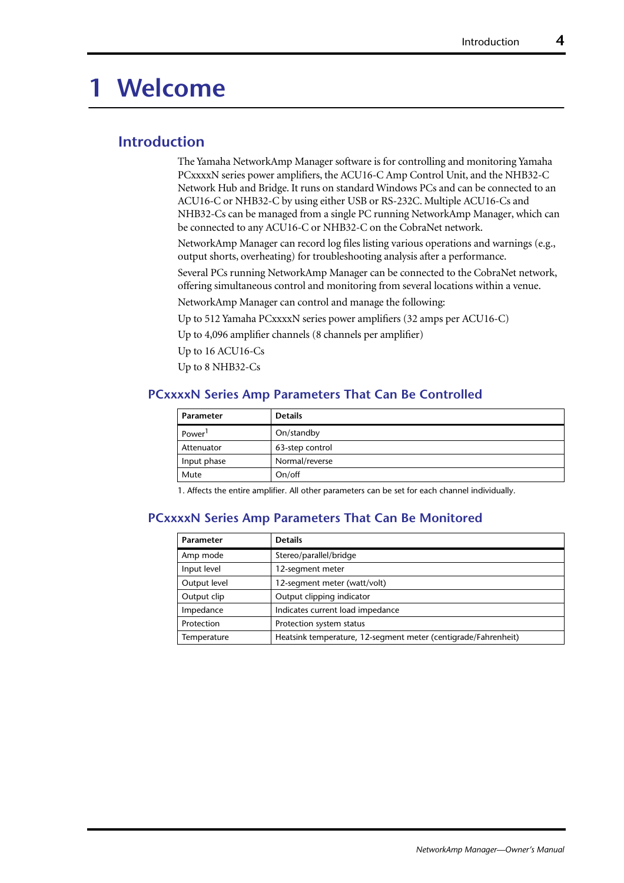# 1 Welcome

## Introduction

The Yamaha NetworkAmp Manager software is for controlling and monitoring Yamaha PCxxxxN series power amplifiers, the ACU16-C Amp Control Unit, and the NHB32-C Network Hub and Bridge. It runs on standard Windows PCs and can be connected to an ACU16-C or NHB32-C by using either USB or RS-232C. Multiple ACU16-Cs and NHB32-Cs can be managed from a single PC running NetworkAmp Manager, which can be connected to any ACU16-C or NHB32-C on the CobraNet network.

NetworkAmp Manager can record log files listing various operations and warnings (e.g., output shorts, overheating) for troubleshooting analysis after a performance.

Several PCs running NetworkAmp Manager can be connected to the CobraNet network, offering simultaneous control and monitoring from several locations within a venue.

NetworkAmp Manager can control and manage the following:

Up to 512 Yamaha PCxxxxN series power amplifiers (32 amps per ACU16-C)

Up to 4,096 amplifier channels (8 channels per amplifier)

Up to 16 ACU16-Cs

Up to 8 NHB32-Cs

### PCxxxxN Series Amp Parameters That Can Be Controlled

| Parameter | Details |
|---|---|
| Power[1] | On/standby |
| Attenuator | 63-step control |
| Input phase | Normal/reverse |
| Mute | On/off |

1. Affects the entire amplifier. All other parameters can be set for each channel individually.

### PCxxxxN Series Amp Parameters That Can Be Monitored

| Parameter | Details |
|---|---|
| Amp mode | Stereo/parallel/bridge |
| Input level | 12-segment meter |
| Output level | 12-segment meter (watt/volt) |
| Output clip | Output clipping indicator |
| Impedance | Indicates current load impedance |
| Protection | Protection system status |
| Temperature | Heatsink temperature, 12-segment meter (centigrade/Fahrenheit) |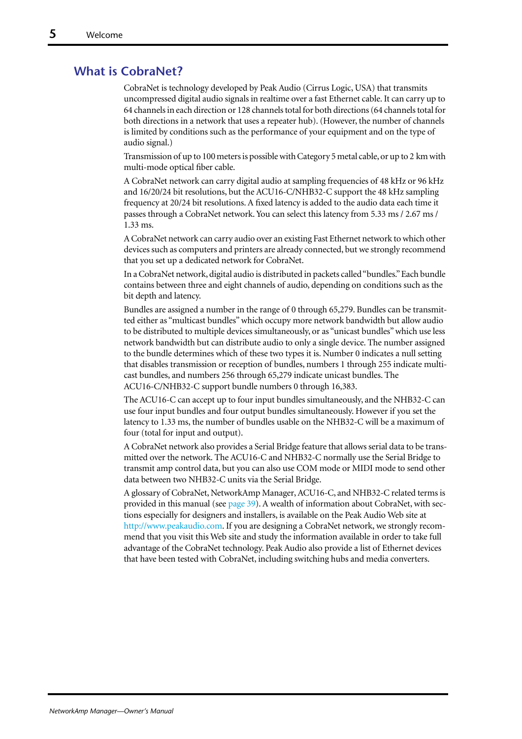## What is CobraNet?

CobraNet is technology developed by Peak Audio (Cirrus Logic, USA) that transmits uncompressed digital audio signals in realtime over a fast Ethernet cable. It can carry up to 64 channels in each direction or 128 channels total for both directions (64 channels total for both directions in a network that uses a repeater hub). (However, the number of channels is limited by conditions such as the performance of your equipment and on the type of audio signal.)

Transmission of up to 100 meters is possible with Category 5 metal cable, or up to 2 km with multi-mode optical fiber cable.

A CobraNet network can carry digital audio at sampling frequencies of 48 kHz or 96 kHz and 16/20/24 bit resolutions, but the ACU16-C/NHB32-C support the 48 kHz sampling frequency at 20/24 bit resolutions. A fixed latency is added to the audio data each time it passes through a CobraNet network. You can select this latency from 5.33 ms / 2.67 ms / 1.33 ms.

A CobraNet network can carry audio over an existing Fast Ethernet network to which other devices such as computers and printers are already connected, but we strongly recommend that you set up a dedicated network for CobraNet.

In a CobraNet network, digital audio is distributed in packets called "bundles." Each bundle contains between three and eight channels of audio, depending on conditions such as the bit depth and latency.

Bundles are assigned a number in the range of 0 through 65,279. Bundles can be transmitted either as "multicast bundles" which occupy more network bandwidth but allow audio to be distributed to multiple devices simultaneously, or as "unicast bundles" which use less network bandwidth but can distribute audio to only a single device. The number assigned to the bundle determines which of these two types it is. Number 0 indicates a null setting that disables transmission or reception of bundles, numbers 1 through 255 indicate multicast bundles, and numbers 256 through 65,279 indicate unicast bundles. The ACU16-C/NHB32-C support bundle numbers 0 through 16,383.

The ACU16-C can accept up to four input bundles simultaneously, and the NHB32-C can use four input bundles and four output bundles simultaneously. However if you set the latency to 1.33 ms, the number of bundles usable on the NHB32-C will be a maximum of four (total for input and output).

A CobraNet network also provides a Serial Bridge feature that allows serial data to be transmitted over the network. The ACU16-C and NHB32-C normally use the Serial Bridge to transmit amp control data, but you can also use COM mode or MIDI mode to send other data between two NHB32-C units via the Serial Bridge.

A glossary of CobraNet, NetworkAmp Manager, ACU16-C, and NHB32-C related terms is provided in this manual (see page 39). A wealth of information about CobraNet, with sections especially for designers and installers, is available on the Peak Audio Web site at http://www.peakaudio.com. If you are designing a CobraNet network, we strongly recommend that you visit this Web site and study the information available in order to take full advantage of the CobraNet technology. Peak Audio also provide a list of Ethernet devices that have been tested with CobraNet, including switching hubs and media converters.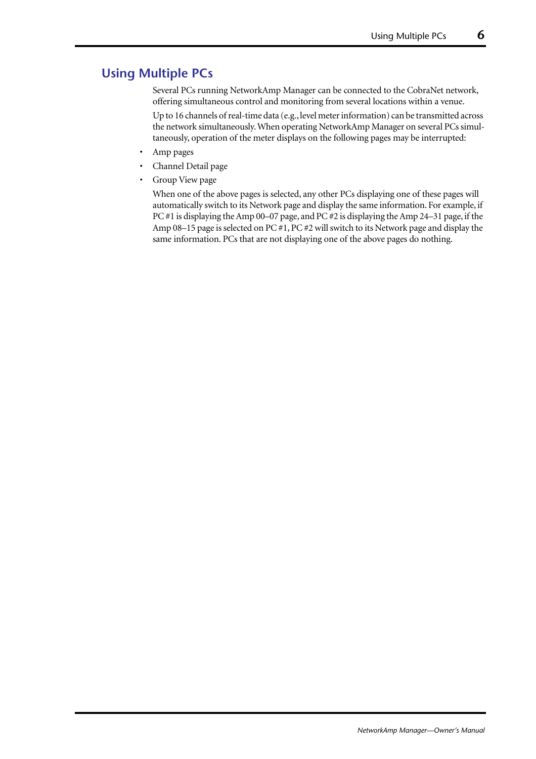## Using Multiple PCs

Several PCs running NetworkAmp Manager can be connected to the CobraNet network, offering simultaneous control and monitoring from several locations within a venue.

Up to 16 channels of real-time data (e.g., level meter information) can be transmitted across the network simultaneously. When operating NetworkAmp Manager on several PCs simultaneously, operation of the meter displays on the following pages may be interrupted:

- Amp pages
- Channel Detail page
- Group View page

When one of the above pages is selected, any other PCs displaying one of these pages will automatically switch to its Network page and display the same information. For example, if PC #1 is displaying the Amp 00–07 page, and PC #2 is displaying the Amp 24–31 page, if the Amp 08–15 page is selected on PC #1, PC #2 will switch to its Network page and display the same information. PCs that are not displaying one of the above pages do nothing.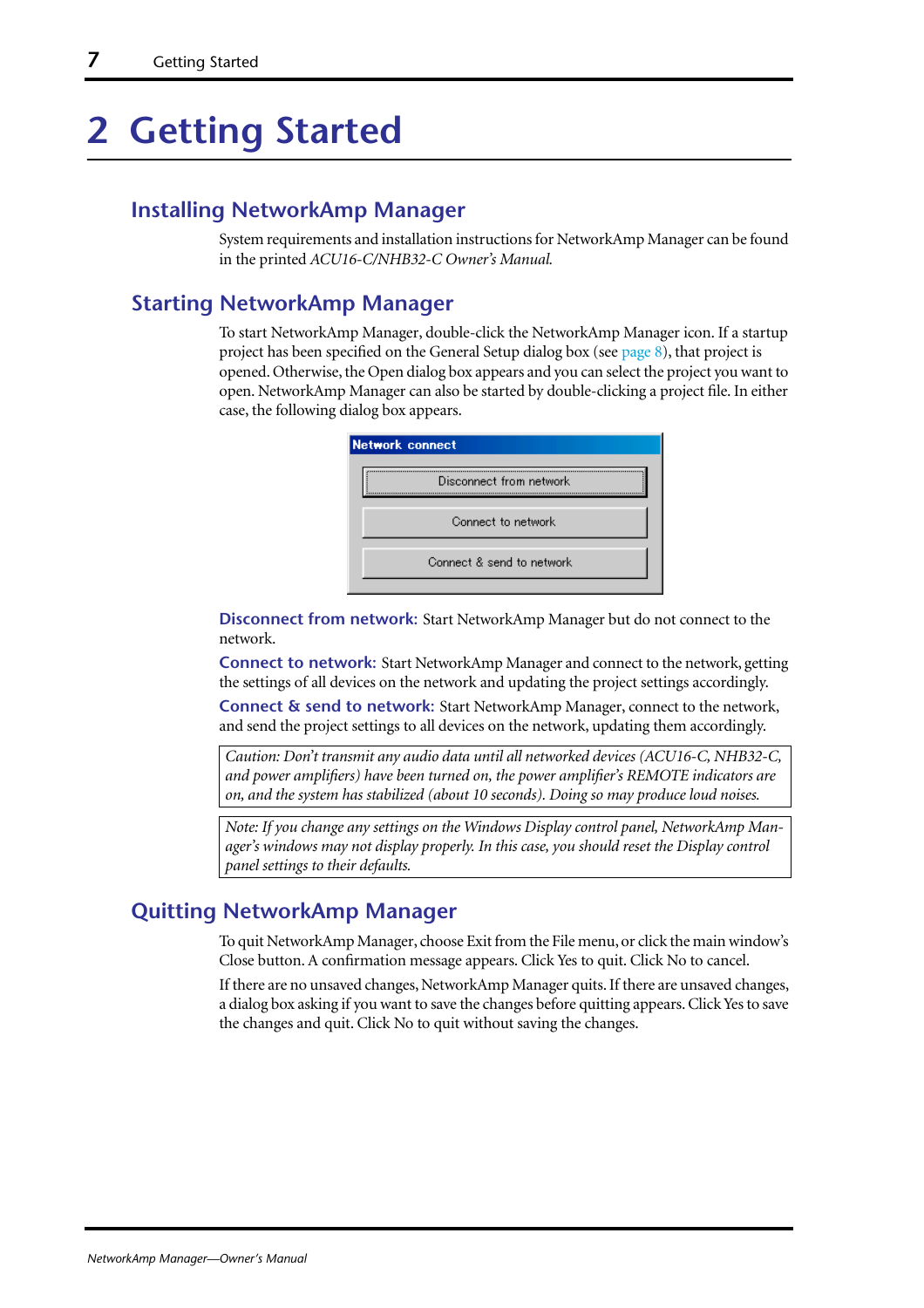# 2 Getting Started

## Installing NetworkAmp Manager

System requirements and installation instructions for NetworkAmp Manager can be found in the printed *ACU16-C/NHB32-C Owner's Manual.*

## Starting NetworkAmp Manager

To start NetworkAmp Manager, double-click the NetworkAmp Manager icon. If a startup project has been specified on the General Setup dialog box (see page 8), that project is opened. Otherwise, the Open dialog box appears and you can select the project you want to open. NetworkAmp Manager can also be started by double-clicking a project file. In either case, the following dialog box appears.

Network connect

Disconnect from network

Connect to network

Connect & send to network

**Disconnect from network:** Start NetworkAmp Manager but do not connect to the network.

**Connect to network:** Start NetworkAmp Manager and connect to the network, getting the settings of all devices on the network and updating the project settings accordingly.

**Connect & send to network:** Start NetworkAmp Manager, connect to the network, and send the project settings to all devices on the network, updating them accordingly.

> *Caution: Don't transmit any audio data until all networked devices (ACU16-C, NHB32-C, and power amplifiers) have been turned on, the power amplifier's REMOTE indicators are on, and the system has stabilized (about 10 seconds). Doing so may produce loud noises.*

> *Note: If you change any settings on the Windows Display control panel, NetworkAmp Manager's windows may not display properly. In this case, you should reset the Display control panel settings to their defaults.*

## Quitting NetworkAmp Manager

To quit NetworkAmp Manager, choose Exit from the File menu, or click the main window's Close button. A confirmation message appears. Click Yes to quit. Click No to cancel.

If there are no unsaved changes, NetworkAmp Manager quits. If there are unsaved changes, a dialog box asking if you want to save the changes before quitting appears. Click Yes to save the changes and quit. Click No to quit without saving the changes.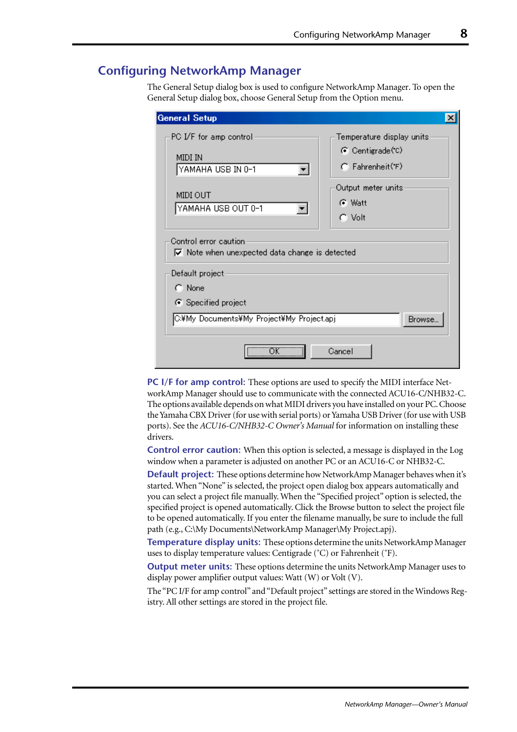## Configuring NetworkAmp Manager

The General Setup dialog box is used to configure NetworkAmp Manager. To open the General Setup dialog box, choose General Setup from the Option menu.

**PC I/F for amp control:** These options are used to specify the MIDI interface NetworkAmp Manager should use to communicate with the connected ACU16-C/NHB32-C. The options available depends on what MIDI drivers you have installed on your PC. Choose the Yamaha CBX Driver (for use with serial ports) or Yamaha USB Driver (for use with USB ports). See the *ACU16-C/NHB32-C Owner's Manual* for information on installing these drivers.

**Control error caution:** When this option is selected, a message is displayed in the Log window when a parameter is adjusted on another PC or an ACU16-C or NHB32-C.

**Default project:** These options determine how NetworkAmp Manager behaves when it's started. When "None" is selected, the project open dialog box appears automatically and you can select a project file manually. When the "Specified project" option is selected, the specified project is opened automatically. Click the Browse button to select the project file to be opened automatically. If you enter the filename manually, be sure to include the full path (e.g., C:\My Documents\NetworkAmp Manager\My Project.apj).

**Temperature display units:** These options determine the units NetworkAmp Manager uses to display temperature values: Centigrade (°C) or Fahrenheit (°F).

**Output meter units:** These options determine the units NetworkAmp Manager uses to display power amplifier output values: Watt (W) or Volt (V).

The "PC I/F for amp control" and "Default project" settings are stored in the Windows Registry. All other settings are stored in the project file.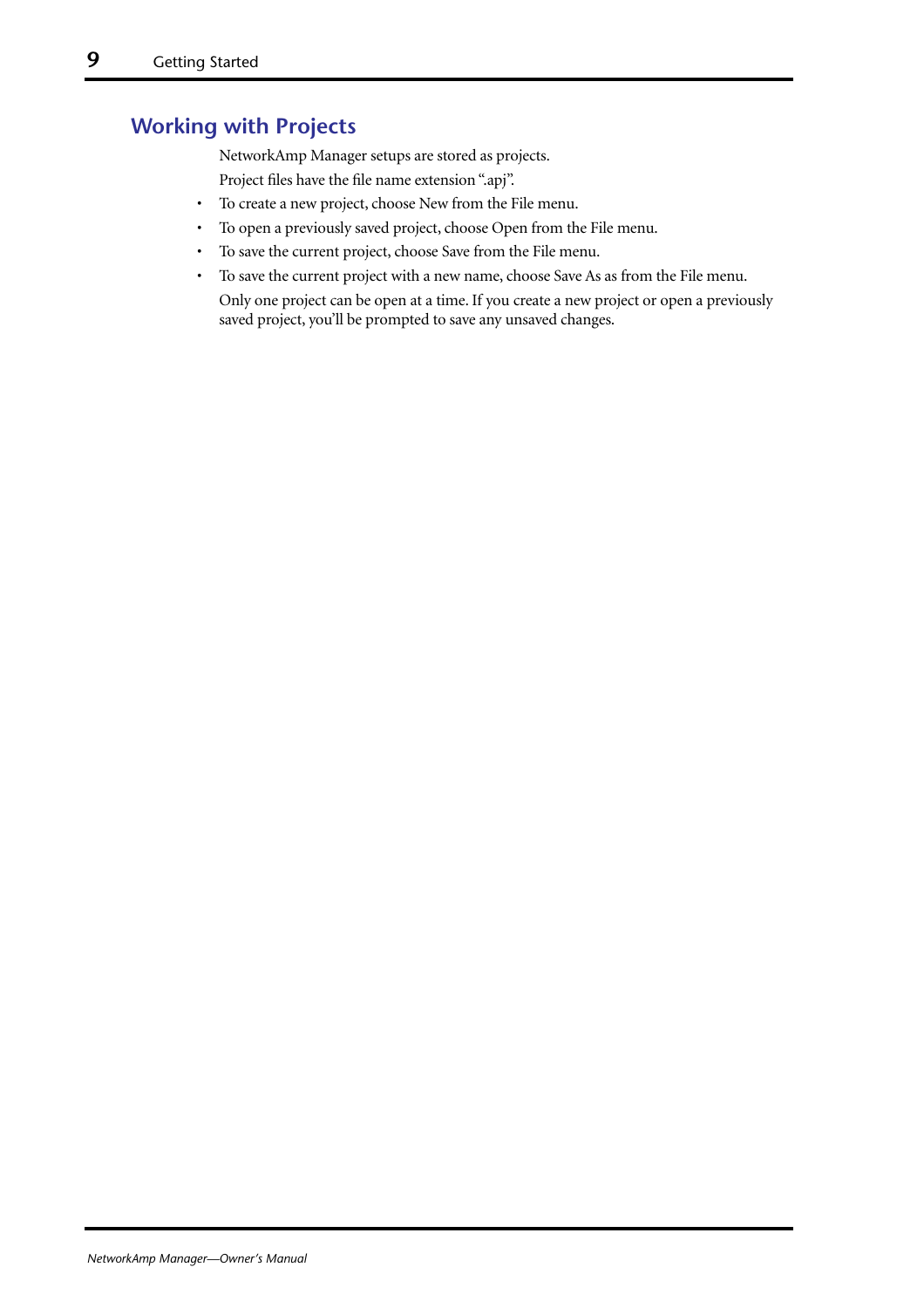## Working with Projects

NetworkAmp Manager setups are stored as projects.

Project files have the file name extension ".apj".

- To create a new project, choose New from the File menu.
- To open a previously saved project, choose Open from the File menu.
- To save the current project, choose Save from the File menu.
- To save the current project with a new name, choose Save As as from the File menu.

Only one project can be open at a time. If you create a new project or open a previously saved project, you'll be prompted to save any unsaved changes.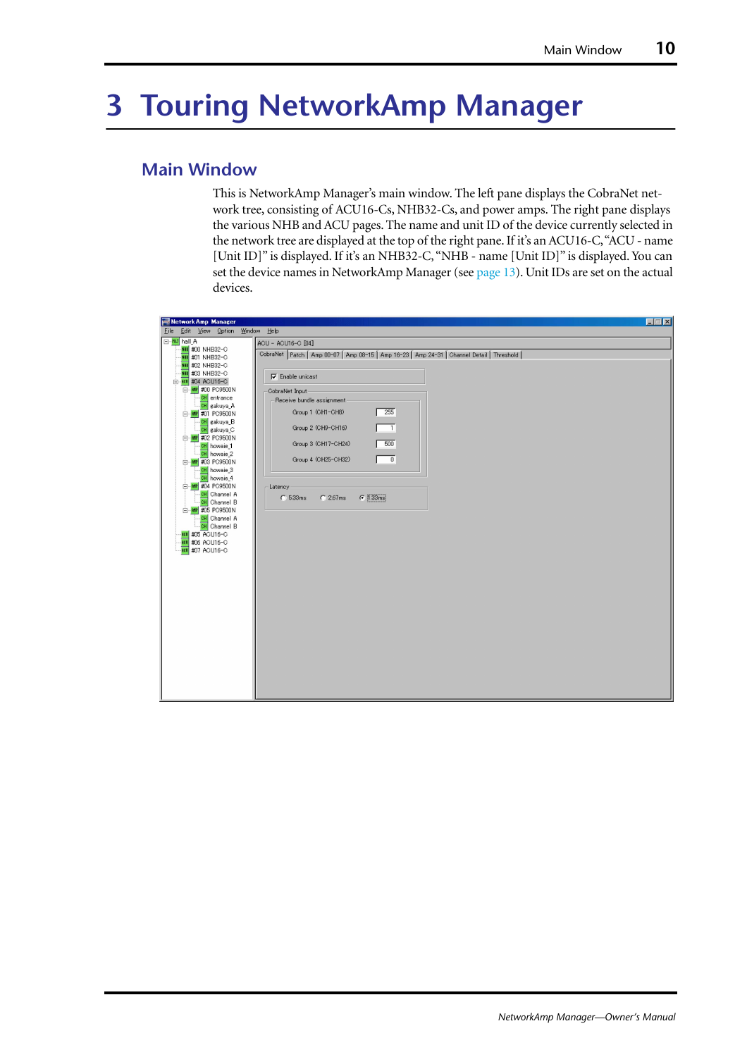# 3 Touring NetworkAmp Manager

## Main Window

This is NetworkAmp Manager's main window. The left pane displays the CobraNet network tree, consisting of ACU16-Cs, NHB32-Cs, and power amps. The right pane displays the various NHB and ACU pages. The name and unit ID of the device currently selected in the network tree are displayed at the top of the right pane. If it's an ACU16-C, "ACU - name [Unit ID]" is displayed. If it's an NHB32-C, "NHB - name [Unit ID]" is displayed. You can set the device names in NetworkAmp Manager (see page 13). Unit IDs are set on the actual devices.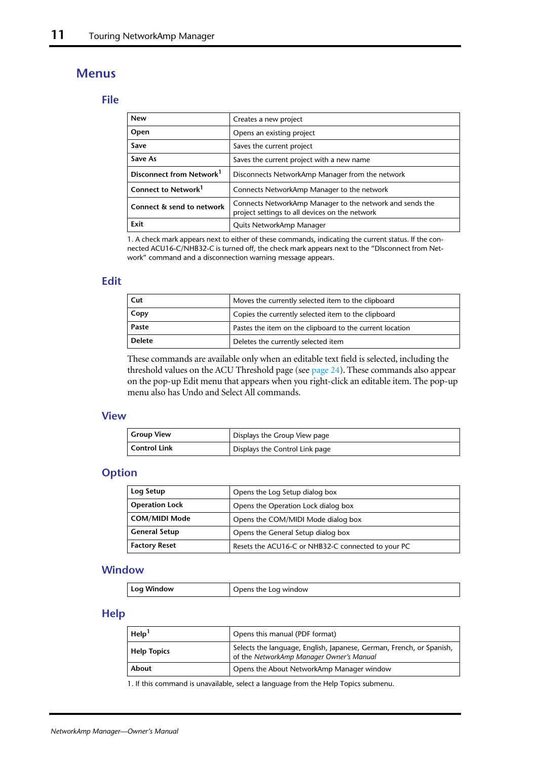## Menus

### File

| | |
|---|---|
| **New** | Creates a new project |
| **Open** | Opens an existing project |
| **Save** | Saves the current project |
| **Save As** | Saves the current project with a new name |
| **Disconnect from Network**[1] | Disconnects NetworkAmp Manager from the network |
| **Connect to Network**[1] | Connects NetworkAmp Manager to the network |
| **Connect & send to network** | Connects NetworkAmp Manager to the network and sends the project settings to all devices on the network |
| **Exit** | Quits NetworkAmp Manager |

1. A check mark appears next to either of these commands, indicating the current status. If the connected ACU16-C/NHB32-C is turned off, the check mark appears next to the "DIsconnect from Network" command and a disconnection warning message appears.

### Edit

| | |
|---|---|
| **Cut** | Moves the currently selected item to the clipboard |
| **Copy** | Copies the currently selected item to the clipboard |
| **Paste** | Pastes the item on the clipboard to the current location |
| **Delete** | Deletes the currently selected item |

These commands are available only when an editable text field is selected, including the threshold values on the ACU Threshold page (see page 24). These commands also appear on the pop-up Edit menu that appears when you right-click an editable item. The pop-up menu also has Undo and Select All commands.

### View

| | |
|---|---|
| **Group View** | Displays the Group View page |
| **Control Link** | Displays the Control Link page |

### Option

| | |
|---|---|
| **Log Setup** | Opens the Log Setup dialog box |
| **Operation Lock** | Opens the Operation Lock dialog box |
| **COM/MIDI Mode** | Opens the COM/MIDI Mode dialog box |
| **General Setup** | Opens the General Setup dialog box |
| **Factory Reset** | Resets the ACU16-C or NHB32-C connected to your PC |

### Window

| | |
|---|---|
| **Log Window** | Opens the Log window |

### Help

| | |
|---|---|
| **Help**[1] | Opens this manual (PDF format) |
| **Help Topics** | Selects the language, English, Japanese, German, French, or Spanish, of the *NetworkAmp Manager Owner's Manual* |
| **About** | Opens the About NetworkAmp Manager window |

1. If this command is unavailable, select a language from the Help Topics submenu.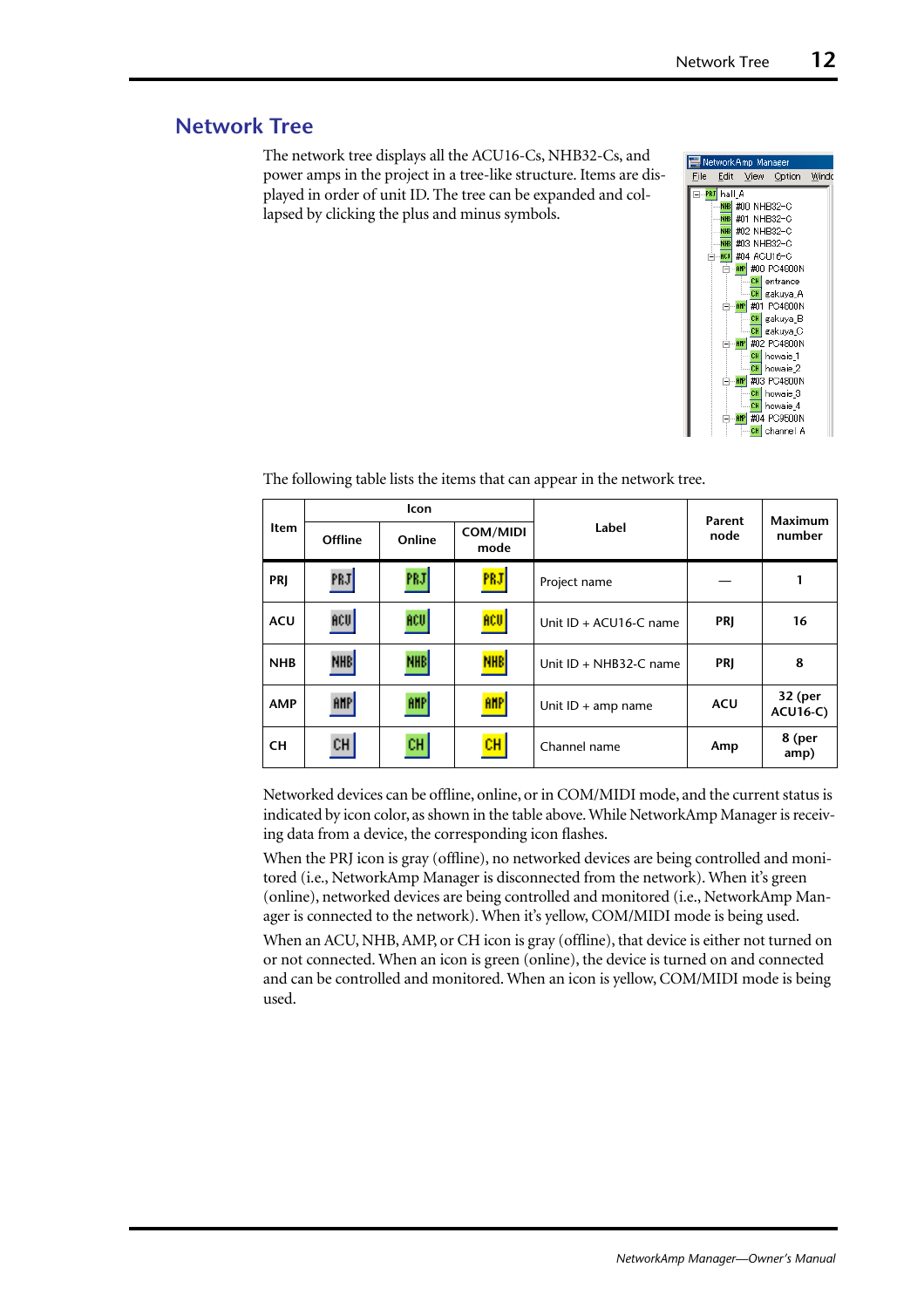## Network Tree

The network tree displays all the ACU16-Cs, NHB32-Cs, and power amps in the project in a tree-like structure. Items are displayed in order of unit ID. The tree can be expanded and collapsed by clicking the plus and minus symbols.

The following table lists the items that can appear in the network tree.

| Item | Icon | | | Label | Parent node | Maximum number |
|---|---|---|---|---|---|---|
| | Offline | Online | COM/MIDI mode | | | |
| PRJ | PRJ | PRJ | PRJ | Project name | — | 1 |
| ACU | ACU | ACU | ACU | Unit ID + ACU16-C name | PRJ | 16 |
| NHB | NHB | NHB | NHB | Unit ID + NHB32-C name | PRJ | 8 |
| AMP | AMP | AMP | AMP | Unit ID + amp name | ACU | 32 (per ACU16-C) |
| CH | CH | CH | CH | Channel name | Amp | 8 (per amp) |

Networked devices can be offline, online, or in COM/MIDI mode, and the current status is indicated by icon color, as shown in the table above. While NetworkAmp Manager is receiving data from a device, the corresponding icon flashes.

When the PRJ icon is gray (offline), no networked devices are being controlled and monitored (i.e., NetworkAmp Manager is disconnected from the network). When it's green (online), networked devices are being controlled and monitored (i.e., NetworkAmp Manager is connected to the network). When it's yellow, COM/MIDI mode is being used.

When an ACU, NHB, AMP, or CH icon is gray (offline), that device is either not turned on or not connected. When an icon is green (online), the device is turned on and connected and can be controlled and monitored. When an icon is yellow, COM/MIDI mode is being used.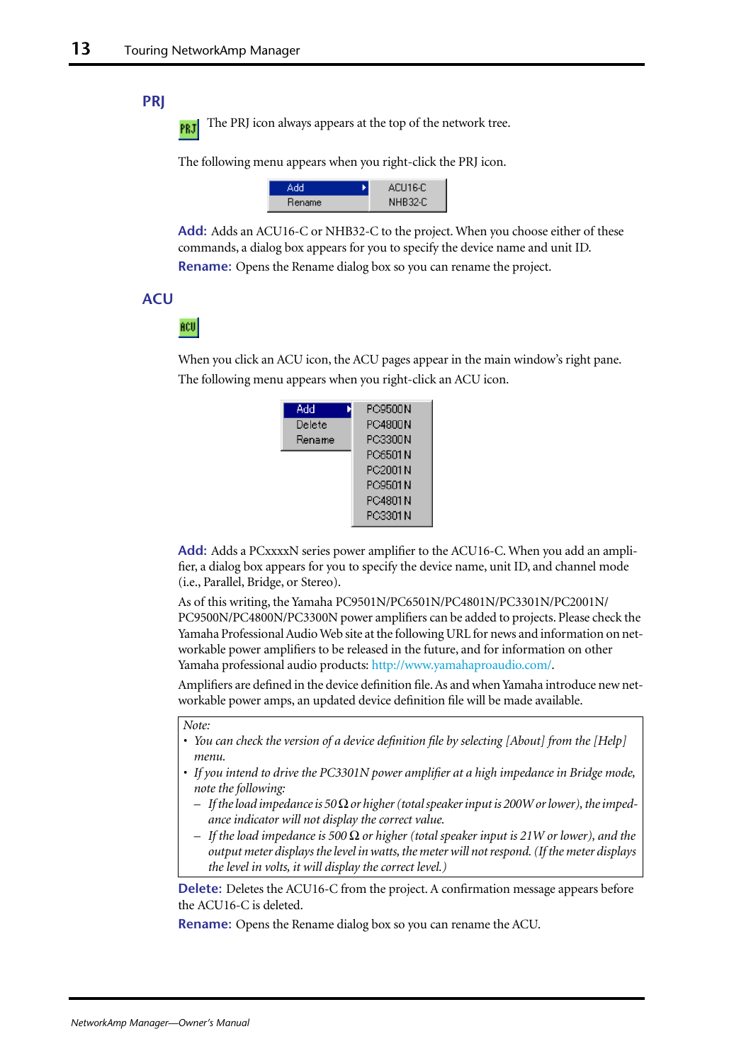## PRJ

PRJ The PRJ icon always appears at the top of the network tree.

The following menu appears when you right-click the PRJ icon.

Add ▸ ACU16-C
Rename NHB32-C

**Add:** Adds an ACU16-C or NHB32-C to the project. When you choose either of these commands, a dialog box appears for you to specify the device name and unit ID.

**Rename:** Opens the Rename dialog box so you can rename the project.

## ACU

ACU

When you click an ACU icon, the ACU pages appear in the main window's right pane.

The following menu appears when you right-click an ACU icon.

Add ▸ PC9500N
Delete PC4800N
Rename PC3300N
PC6501N
PC2001N
PC9501N
PC4801N
PC3301N

**Add:** Adds a PCxxxxN series power amplifier to the ACU16-C. When you add an amplifier, a dialog box appears for you to specify the device name, unit ID, and channel mode (i.e., Parallel, Bridge, or Stereo).

As of this writing, the Yamaha PC9501N/PC6501N/PC4801N/PC3301N/PC2001N/PC9500N/PC4800N/PC3300N power amplifiers can be added to projects. Please check the Yamaha Professional Audio Web site at the following URL for news and information on networkable power amplifiers to be released in the future, and for information on other Yamaha professional audio products: http://www.yamahaproaudio.com/.

Amplifiers are defined in the device definition file. As and when Yamaha introduce new networkable power amps, an updated device definition file will be made available.

*Note:*
- *You can check the version of a device definition file by selecting [About] from the [Help] menu.*
- *If you intend to drive the PC3301N power amplifier at a high impedance in Bridge mode, note the following:*
  - *If the load impedance is 50 Ω or higher (total speaker input is 200W or lower), the impedance indicator will not display the correct value.*
  - *If the load impedance is 500 Ω or higher (total speaker input is 21W or lower), and the output meter displays the level in watts, the meter will not respond. (If the meter displays the level in volts, it will display the correct level.)*

**Delete:** Deletes the ACU16-C from the project. A confirmation message appears before the ACU16-C is deleted.

**Rename:** Opens the Rename dialog box so you can rename the ACU.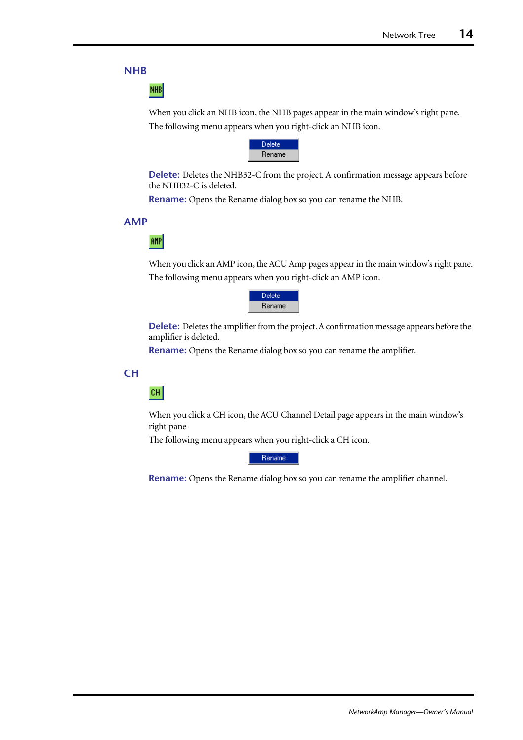## NHB

NHB

When you click an NHB icon, the NHB pages appear in the main window's right pane.
The following menu appears when you right-click an NHB icon.

Delete
Rename

**Delete:** Deletes the NHB32-C from the project. A confirmation message appears before the NHB32-C is deleted.

**Rename:** Opens the Rename dialog box so you can rename the NHB.

## AMP

AMP

When you click an AMP icon, the ACU Amp pages appear in the main window's right pane.
The following menu appears when you right-click an AMP icon.

Delete
Rename

**Delete:** Deletes the amplifier from the project. A confirmation message appears before the amplifier is deleted.

**Rename:** Opens the Rename dialog box so you can rename the amplifier.

## CH

CH

When you click a CH icon, the ACU Channel Detail page appears in the main window's right pane.
The following menu appears when you right-click a CH icon.

Rename

**Rename:** Opens the Rename dialog box so you can rename the amplifier channel.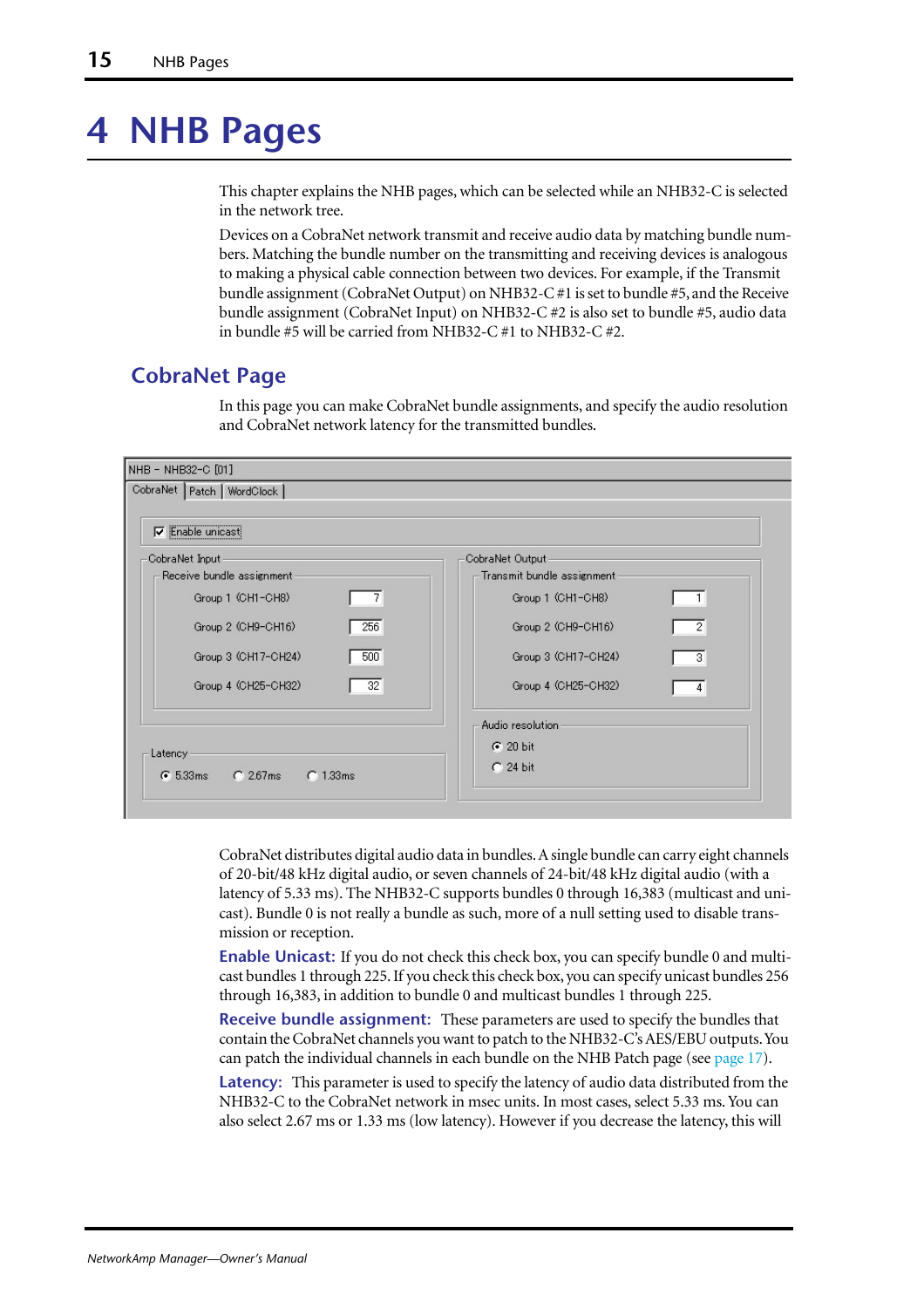# 4 NHB Pages

This chapter explains the NHB pages, which can be selected while an NHB32-C is selected in the network tree.

Devices on a CobraNet network transmit and receive audio data by matching bundle numbers. Matching the bundle number on the transmitting and receiving devices is analogous to making a physical cable connection between two devices. For example, if the Transmit bundle assignment (CobraNet Output) on NHB32-C #1 is set to bundle #5, and the Receive bundle assignment (CobraNet Input) on NHB32-C #2 is also set to bundle #5, audio data in bundle #5 will be carried from NHB32-C #1 to NHB32-C #2.

## CobraNet Page

In this page you can make CobraNet bundle assignments, and specify the audio resolution and CobraNet network latency for the transmitted bundles.

NHB - NHB32-C [01]

CobraNet | Patch | WordClock

☑ Enable unicast

CobraNet Input

Receive bundle assignment

Group 1 (CH1-CH8) 7

Group 2 (CH9-CH16) 256

Group 3 (CH17-CH24) 500

Group 4 (CH25-CH32) 32

CobraNet Output

Transmit bundle assignment

Group 1 (CH1-CH8) 1

Group 2 (CH9-CH16) 2

Group 3 (CH17-CH24) 3

Group 4 (CH25-CH32) 4

Latency

◉ 5.33ms ○ 2.67ms ○ 1.33ms

Audio resolution

◉ 20 bit

○ 24 bit

CobraNet distributes digital audio data in bundles. A single bundle can carry eight channels of 20-bit/48 kHz digital audio, or seven channels of 24-bit/48 kHz digital audio (with a latency of 5.33 ms). The NHB32-C supports bundles 0 through 16,383 (multicast and unicast). Bundle 0 is not really a bundle as such, more of a null setting used to disable transmission or reception.

**Enable Unicast:** If you do not check this check box, you can specify bundle 0 and multicast bundles 1 through 225. If you check this check box, you can specify unicast bundles 256 through 16,383, in addition to bundle 0 and multicast bundles 1 through 225.

**Receive bundle assignment:** These parameters are used to specify the bundles that contain the CobraNet channels you want to patch to the NHB32-C's AES/EBU outputs. You can patch the individual channels in each bundle on the NHB Patch page (see page 17).

**Latency:** This parameter is used to specify the latency of audio data distributed from the NHB32-C to the CobraNet network in msec units. In most cases, select 5.33 ms. You can also select 2.67 ms or 1.33 ms (low latency). However if you decrease the latency, this will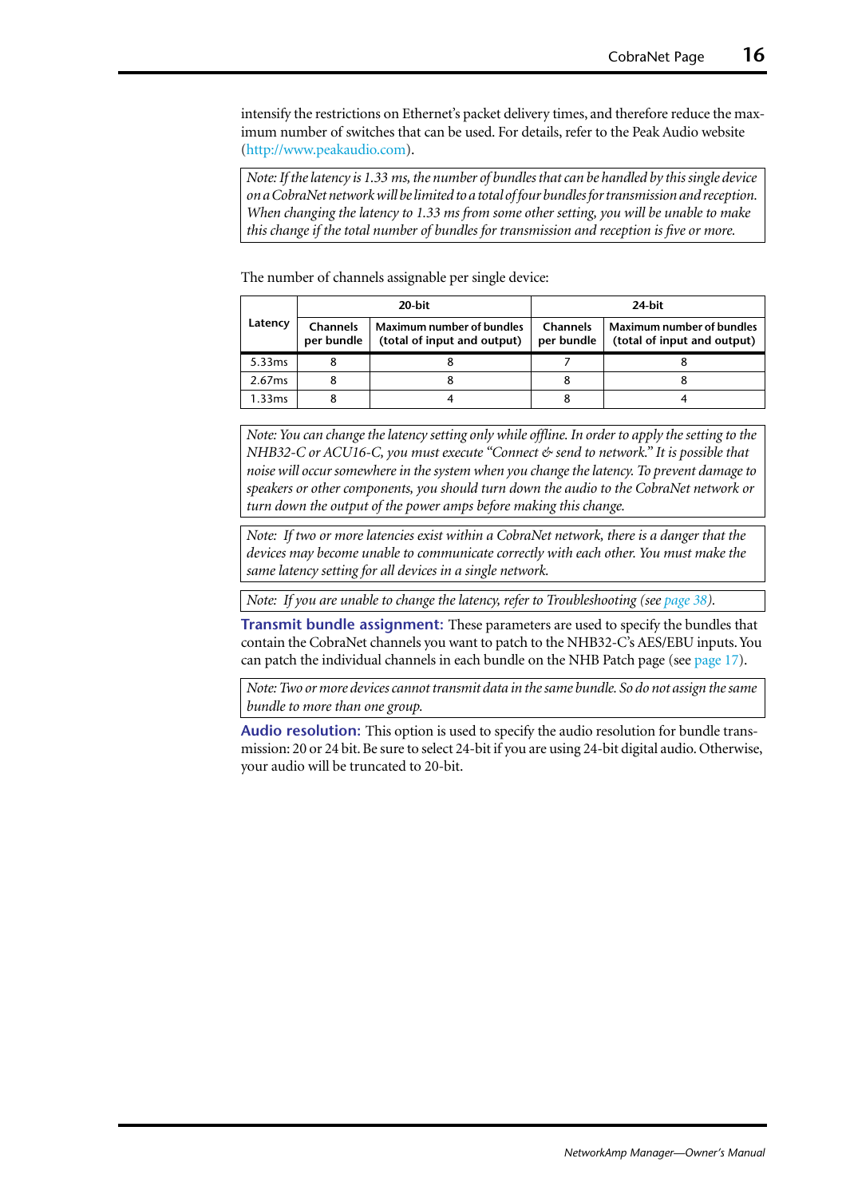intensify the restrictions on Ethernet's packet delivery times, and therefore reduce the maximum number of switches that can be used. For details, refer to the Peak Audio website (http://www.peakaudio.com).

*Note: If the latency is 1.33 ms, the number of bundles that can be handled by this single device on a CobraNet network will be limited to a total of four bundles for transmission and reception. When changing the latency to 1.33 ms from some other setting, you will be unable to make this change if the total number of bundles for transmission and reception is five or more.*

The number of channels assignable per single device:

| Latency | 20-bit | | 24-bit | |
|---|---|---|---|---|
| | Channels per bundle | Maximum number of bundles (total of input and output) | Channels per bundle | Maximum number of bundles (total of input and output) |
| 5.33ms | 8 | 8 | 7 | 8 |
| 2.67ms | 8 | 8 | 8 | 8 |
| 1.33ms | 8 | 4 | 8 | 4 |

*Note: You can change the latency setting only while offline. In order to apply the setting to the NHB32-C or ACU16-C, you must execute "Connect & send to network." It is possible that noise will occur somewhere in the system when you change the latency. To prevent damage to speakers or other components, you should turn down the audio to the CobraNet network or turn down the output of the power amps before making this change.*

*Note: If two or more latencies exist within a CobraNet network, there is a danger that the devices may become unable to communicate correctly with each other. You must make the same latency setting for all devices in a single network.*

*Note: If you are unable to change the latency, refer to Troubleshooting (see page 38).*

**Transmit bundle assignment:** These parameters are used to specify the bundles that contain the CobraNet channels you want to patch to the NHB32-C's AES/EBU inputs. You can patch the individual channels in each bundle on the NHB Patch page (see page 17).

*Note: Two or more devices cannot transmit data in the same bundle. So do not assign the same bundle to more than one group.*

**Audio resolution:** This option is used to specify the audio resolution for bundle transmission: 20 or 24 bit. Be sure to select 24-bit if you are using 24-bit digital audio. Otherwise, your audio will be truncated to 20-bit.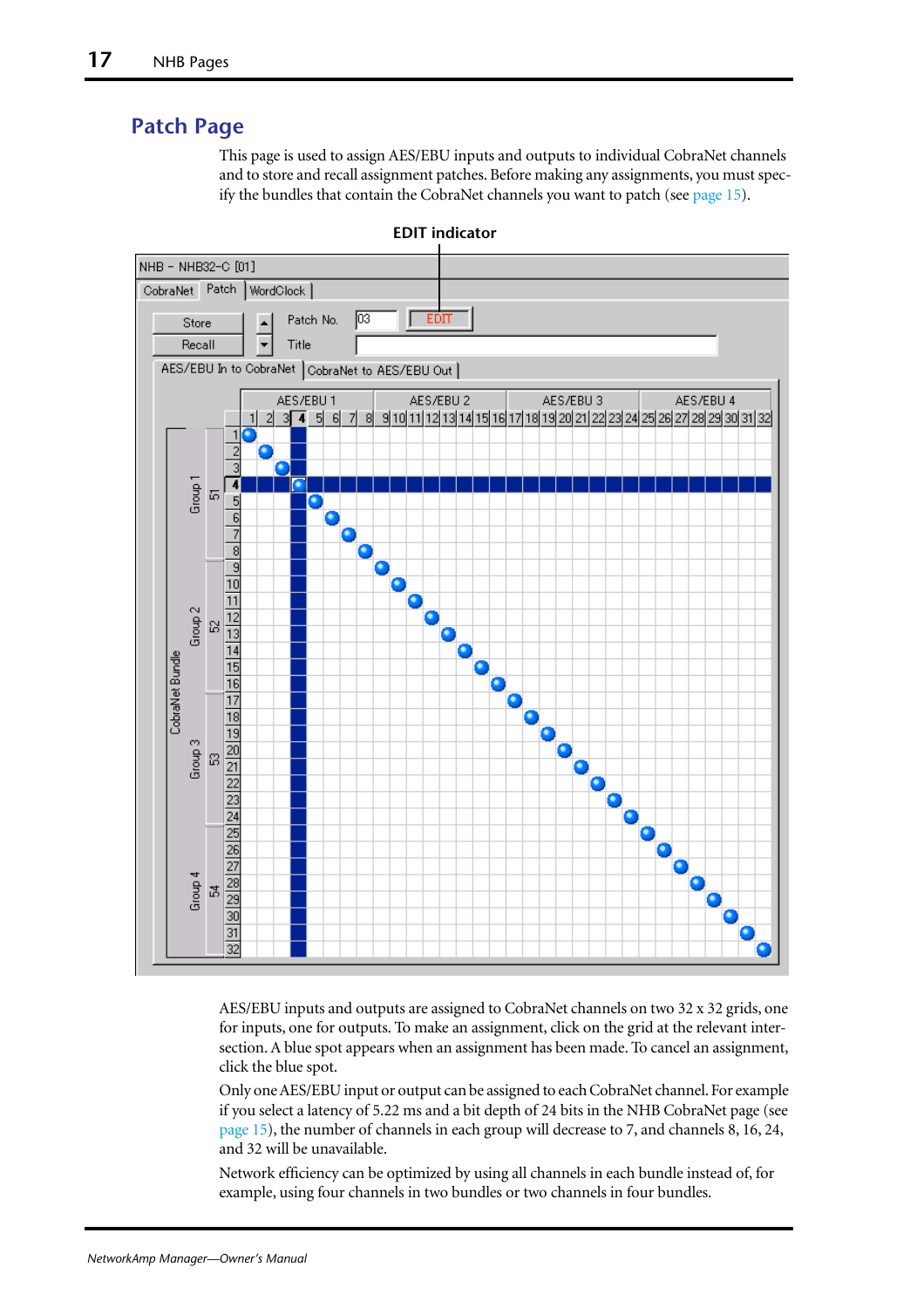## Patch Page

This page is used to assign AES/EBU inputs and outputs to individual CobraNet channels and to store and recall assignment patches. Before making any assignments, you must specify the bundles that contain the CobraNet channels you want to patch (see page 15).

EDIT indicator

AES/EBU inputs and outputs are assigned to CobraNet channels on two 32 x 32 grids, one for inputs, one for outputs. To make an assignment, click on the grid at the relevant intersection. A blue spot appears when an assignment has been made. To cancel an assignment, click the blue spot.

Only one AES/EBU input or output can be assigned to each CobraNet channel. For example if you select a latency of 5.22 ms and a bit depth of 24 bits in the NHB CobraNet page (see page 15), the number of channels in each group will decrease to 7, and channels 8, 16, 24, and 32 will be unavailable.

Network efficiency can be optimized by using all channels in each bundle instead of, for example, using four channels in two bundles or two channels in four bundles.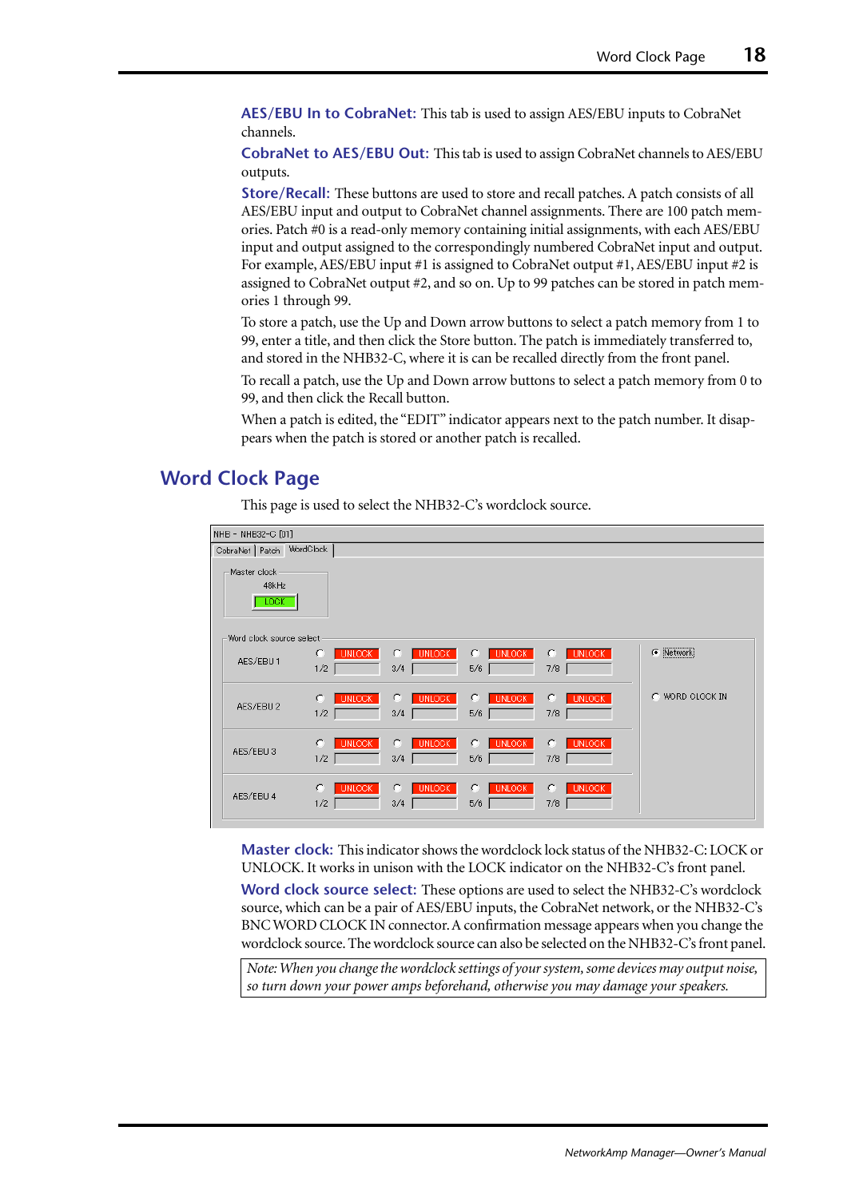**AES/EBU In to CobraNet:** This tab is used to assign AES/EBU inputs to CobraNet channels.

**CobraNet to AES/EBU Out:** This tab is used to assign CobraNet channels to AES/EBU outputs.

**Store/Recall:** These buttons are used to store and recall patches. A patch consists of all AES/EBU input and output to CobraNet channel assignments. There are 100 patch memories. Patch #0 is a read-only memory containing initial assignments, with each AES/EBU input and output assigned to the correspondingly numbered CobraNet input and output. For example, AES/EBU input #1 is assigned to CobraNet output #1, AES/EBU input #2 is assigned to CobraNet output #2, and so on. Up to 99 patches can be stored in patch memories 1 through 99.

To store a patch, use the Up and Down arrow buttons to select a patch memory from 1 to 99, enter a title, and then click the Store button. The patch is immediately transferred to, and stored in the NHB32-C, where it is can be recalled directly from the front panel.

To recall a patch, use the Up and Down arrow buttons to select a patch memory from 0 to 99, and then click the Recall button.

When a patch is edited, the "EDIT" indicator appears next to the patch number. It disappears when the patch is stored or another patch is recalled.

## Word Clock Page

This page is used to select the NHB32-C's wordclock source.

**Master clock:** This indicator shows the wordclock lock status of the NHB32-C: LOCK or UNLOCK. It works in unison with the LOCK indicator on the NHB32-C's front panel.

**Word clock source select:** These options are used to select the NHB32-C's wordclock source, which can be a pair of AES/EBU inputs, the CobraNet network, or the NHB32-C's BNC WORD CLOCK IN connector. A confirmation message appears when you change the wordclock source. The wordclock source can also be selected on the NHB32-C's front panel.

*Note: When you change the wordclock settings of your system, some devices may output noise, so turn down your power amps beforehand, otherwise you may damage your speakers.*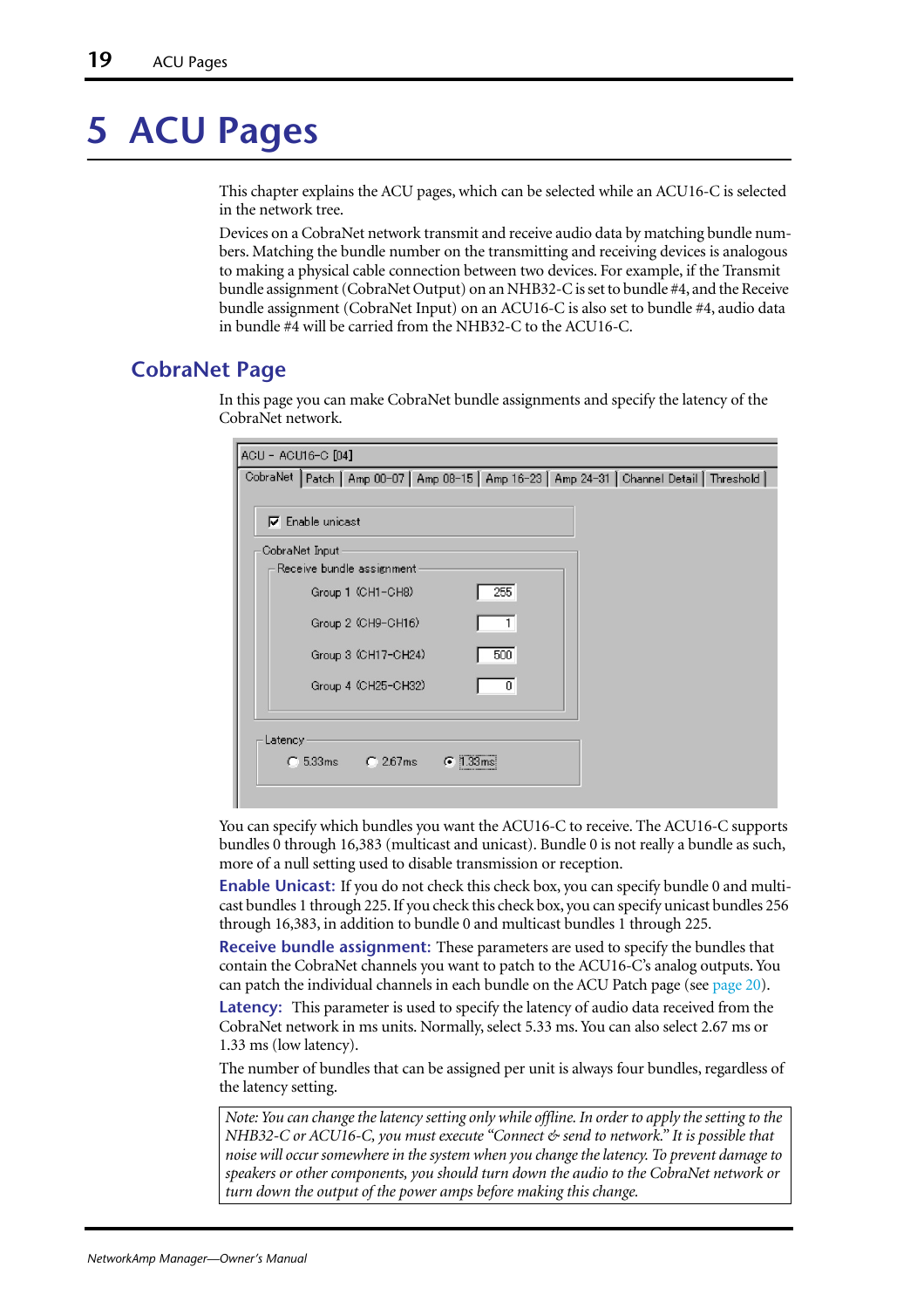# 5 ACU Pages

This chapter explains the ACU pages, which can be selected while an ACU16-C is selected in the network tree.

Devices on a CobraNet network transmit and receive audio data by matching bundle numbers. Matching the bundle number on the transmitting and receiving devices is analogous to making a physical cable connection between two devices. For example, if the Transmit bundle assignment (CobraNet Output) on an NHB32-C is set to bundle #4, and the Receive bundle assignment (CobraNet Input) on an ACU16-C is also set to bundle #4, audio data in bundle #4 will be carried from the NHB32-C to the ACU16-C.

## CobraNet Page

In this page you can make CobraNet bundle assignments and specify the latency of the CobraNet network.

ACU - ACU16-C [04]

CobraNet | Patch | Amp 00-07 | Amp 08-15 | Amp 16-23 | Amp 24-31 | Channel Detail | Threshold

☑ Enable unicast

CobraNet Input

Receive bundle assignment

Group 1 (CH1-CH8) 255

Group 2 (CH9-CH16) 1

Group 3 (CH17-CH24) 500

Group 4 (CH25-CH32) 0

Latency

○ 5.33ms ○ 2.67ms ◉ 1.33ms

You can specify which bundles you want the ACU16-C to receive. The ACU16-C supports bundles 0 through 16,383 (multicast and unicast). Bundle 0 is not really a bundle as such, more of a null setting used to disable transmission or reception.

**Enable Unicast:** If you do not check this check box, you can specify bundle 0 and multicast bundles 1 through 225. If you check this check box, you can specify unicast bundles 256 through 16,383, in addition to bundle 0 and multicast bundles 1 through 225.

**Receive bundle assignment:** These parameters are used to specify the bundles that contain the CobraNet channels you want to patch to the ACU16-C's analog outputs. You can patch the individual channels in each bundle on the ACU Patch page (see page 20).

**Latency:** This parameter is used to specify the latency of audio data received from the CobraNet network in ms units. Normally, select 5.33 ms. You can also select 2.67 ms or 1.33 ms (low latency).

The number of bundles that can be assigned per unit is always four bundles, regardless of the latency setting.

*Note: You can change the latency setting only while offline. In order to apply the setting to the NHB32-C or ACU16-C, you must execute "Connect & send to network." It is possible that noise will occur somewhere in the system when you change the latency. To prevent damage to speakers or other components, you should turn down the audio to the CobraNet network or turn down the output of the power amps before making this change.*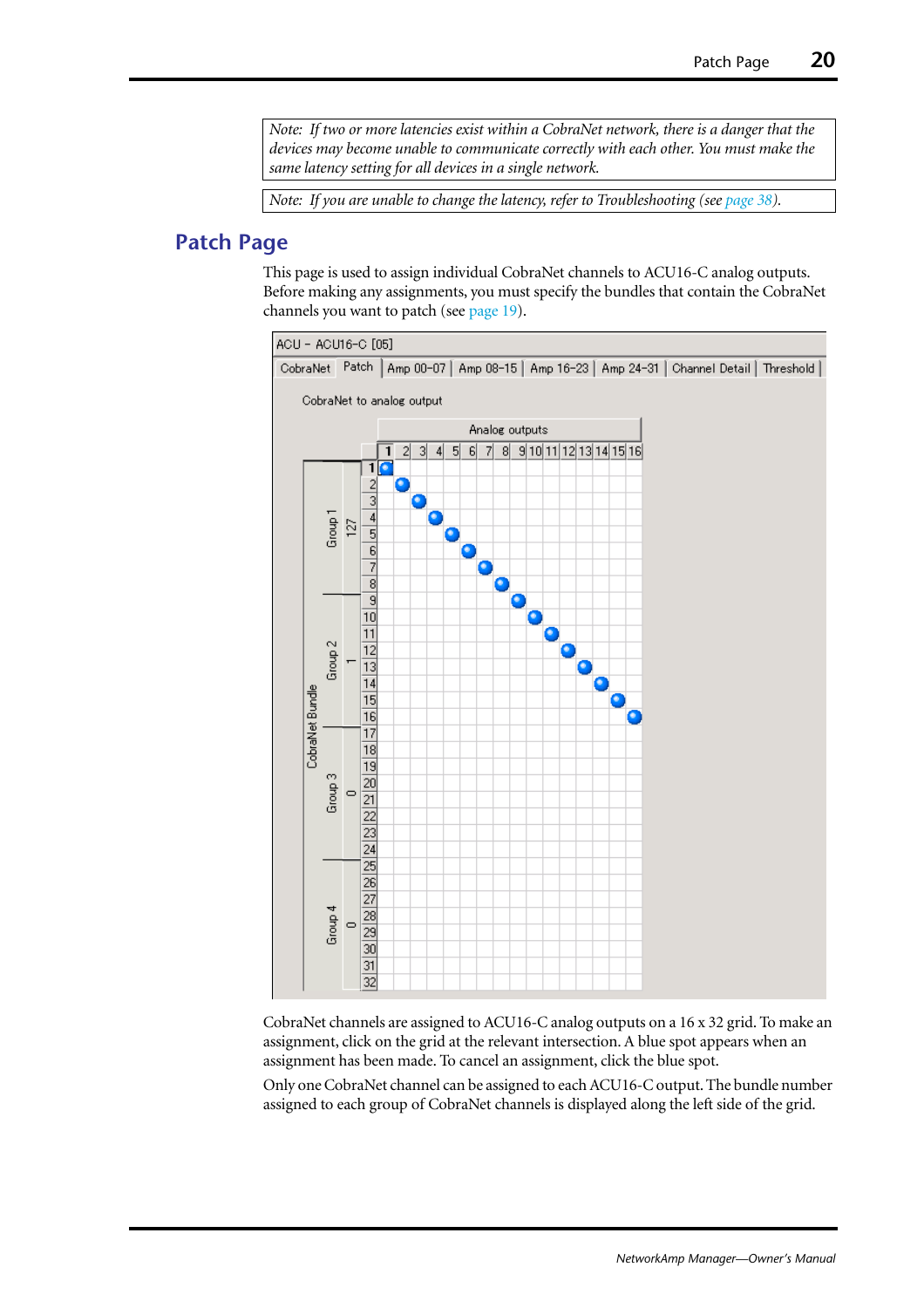*Note: If two or more latencies exist within a CobraNet network, there is a danger that the devices may become unable to communicate correctly with each other. You must make the same latency setting for all devices in a single network.*

*Note: If you are unable to change the latency, refer to Troubleshooting (see page 38).*

## Patch Page

This page is used to assign individual CobraNet channels to ACU16-C analog outputs. Before making any assignments, you must specify the bundles that contain the CobraNet channels you want to patch (see page 19).

CobraNet channels are assigned to ACU16-C analog outputs on a 16 x 32 grid. To make an assignment, click on the grid at the relevant intersection. A blue spot appears when an assignment has been made. To cancel an assignment, click the blue spot.

Only one CobraNet channel can be assigned to each ACU16-C output. The bundle number assigned to each group of CobraNet channels is displayed along the left side of the grid.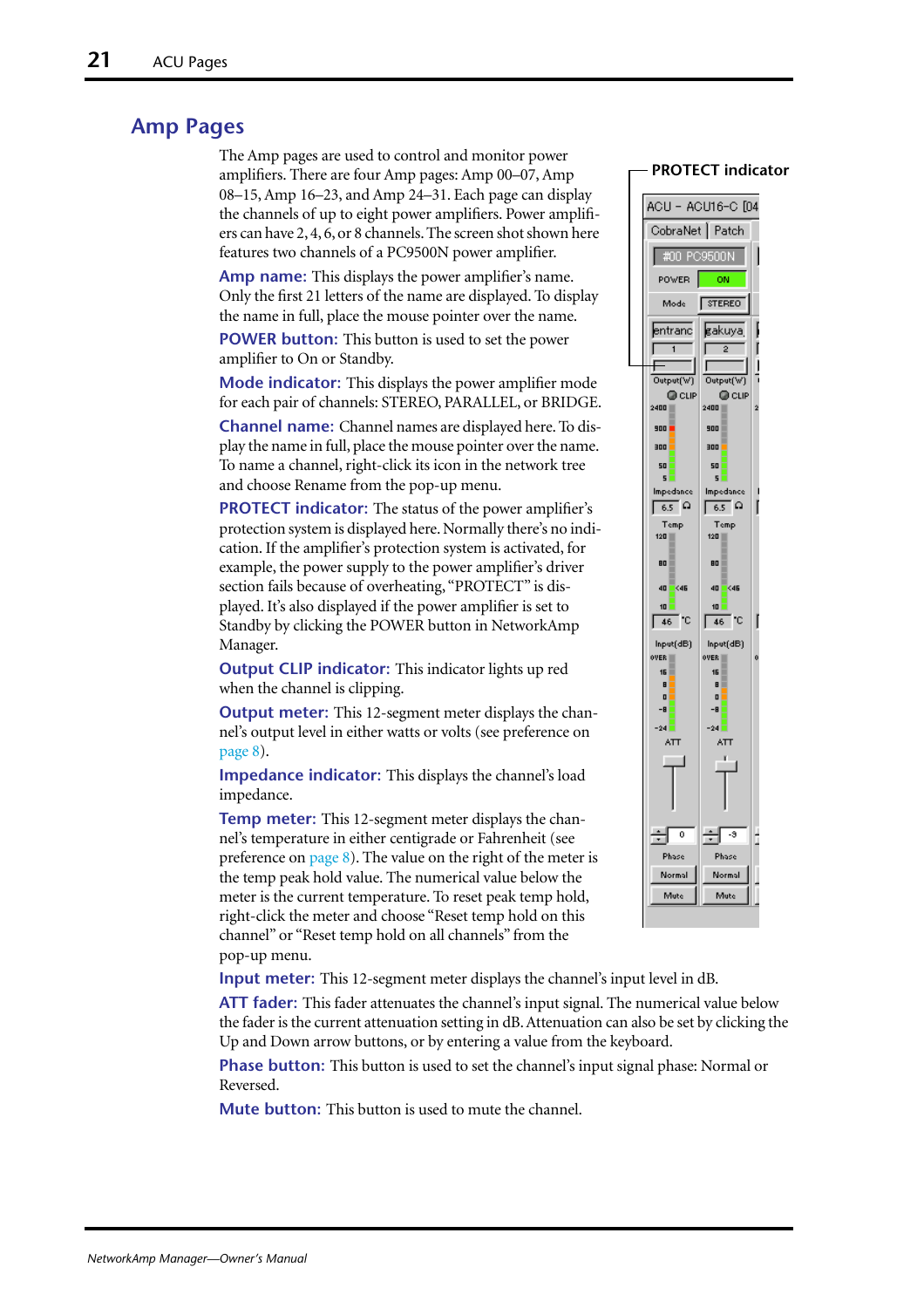## Amp Pages

The Amp pages are used to control and monitor power amplifiers. There are four Amp pages: Amp 00–07, Amp 08–15, Amp 16–23, and Amp 24–31. Each page can display the channels of up to eight power amplifiers. Power amplifiers can have 2, 4, 6, or 8 channels. The screen shot shown here features two channels of a PC9500N power amplifier.

PROTECT indicator

**Amp name:** This displays the power amplifier's name. Only the first 21 letters of the name are displayed. To display the name in full, place the mouse pointer over the name.

**POWER button:** This button is used to set the power amplifier to On or Standby.

**Mode indicator:** This displays the power amplifier mode for each pair of channels: STEREO, PARALLEL, or BRIDGE.

**Channel name:** Channel names are displayed here. To display the name in full, place the mouse pointer over the name. To name a channel, right-click its icon in the network tree and choose Rename from the pop-up menu.

**PROTECT indicator:** The status of the power amplifier's protection system is displayed here. Normally there's no indication. If the amplifier's protection system is activated, for example, the power supply to the power amplifier's driver section fails because of overheating, "PROTECT" is displayed. It's also displayed if the power amplifier is set to Standby by clicking the POWER button in NetworkAmp Manager.

**Output CLIP indicator:** This indicator lights up red when the channel is clipping.

**Output meter:** This 12-segment meter displays the channel's output level in either watts or volts (see preference on page 8).

**Impedance indicator:** This displays the channel's load impedance.

**Temp meter:** This 12-segment meter displays the channel's temperature in either centigrade or Fahrenheit (see preference on page 8). The value on the right of the meter is the temp peak hold value. The numerical value below the meter is the current temperature. To reset peak temp hold, right-click the meter and choose "Reset temp hold on this channel" or "Reset temp hold on all channels" from the pop-up menu.

**Input meter:** This 12-segment meter displays the channel's input level in dB.

**ATT fader:** This fader attenuates the channel's input signal. The numerical value below the fader is the current attenuation setting in dB. Attenuation can also be set by clicking the Up and Down arrow buttons, or by entering a value from the keyboard.

**Phase button:** This button is used to set the channel's input signal phase: Normal or Reversed.

**Mute button:** This button is used to mute the channel.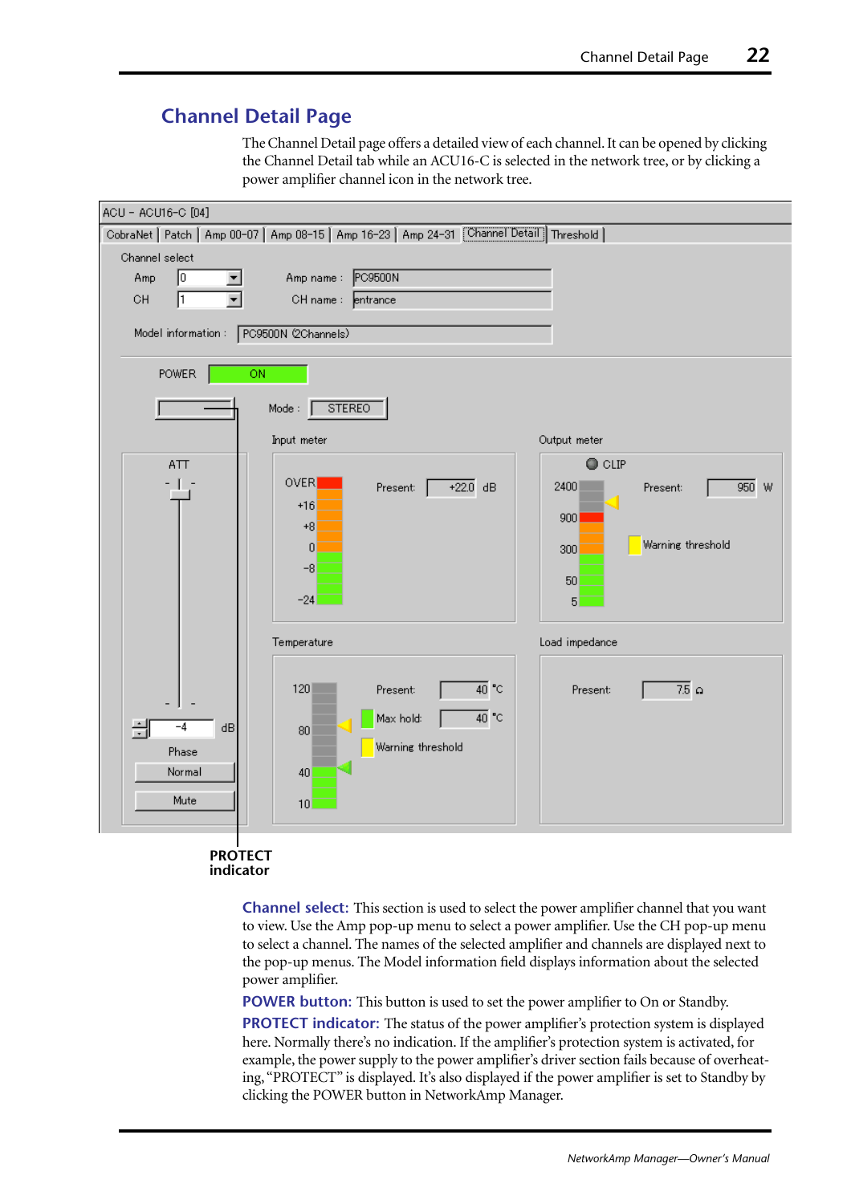## Channel Detail Page

The Channel Detail page offers a detailed view of each channel. It can be opened by clicking the Channel Detail tab while an ACU16-C is selected in the network tree, or by clicking a power amplifier channel icon in the network tree.

ACU – ACU16-C [04]

CobraNet | Patch | Amp 00-07 | Amp 08-15 | Amp 16-23 | Amp 24-31 | Channel Detail | Threshold

Channel select

Amp 0 Amp name : PC9500N

CH 1 CH name : entrance

Model information : PC9500N (2Channels)

POWER ON

Mode : STEREO

Input meter

OVER
+16
+8
0
-8
-24

Present: +22.0 dB

Output meter

CLIP

2400
900
300
50
5

Present: 950 W

Warning threshold

ATT

-4 dB

Phase

Normal

Mute

Temperature

120
80
40
10

Present: 40 °C

Max hold: 40 °C

Warning threshold

Load impedance

Present: 7.5 Ω

**PROTECT indicator**

**Channel select:** This section is used to select the power amplifier channel that you want to view. Use the Amp pop-up menu to select a power amplifier. Use the CH pop-up menu to select a channel. The names of the selected amplifier and channels are displayed next to the pop-up menus. The Model information field displays information about the selected power amplifier.

**POWER button:** This button is used to set the power amplifier to On or Standby.

**PROTECT indicator:** The status of the power amplifier's protection system is displayed here. Normally there's no indication. If the amplifier's protection system is activated, for example, the power supply to the power amplifier's driver section fails because of overheating, "PROTECT" is displayed. It's also displayed if the power amplifier is set to Standby by clicking the POWER button in NetworkAmp Manager.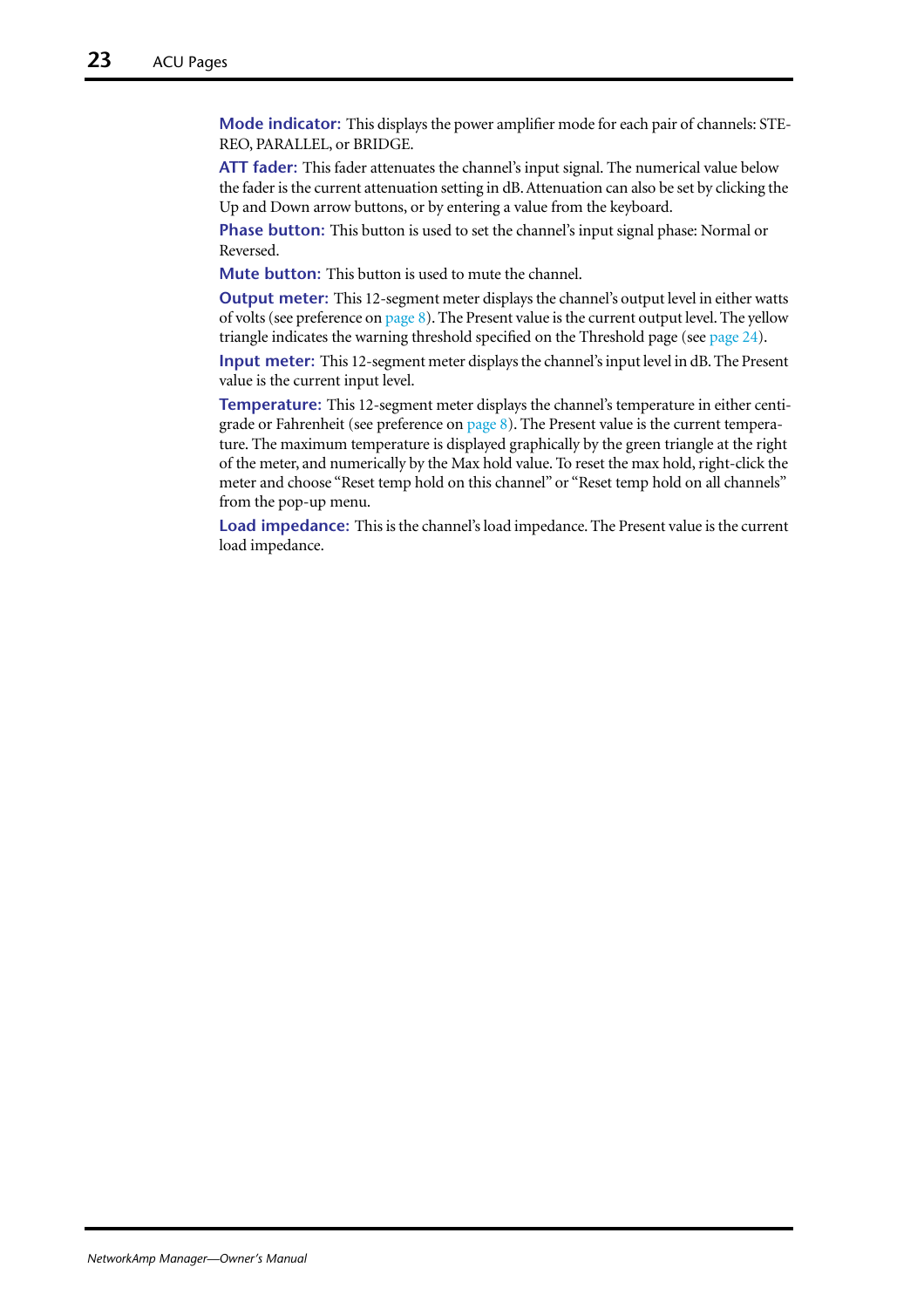**Mode indicator:** This displays the power amplifier mode for each pair of channels: STEREO, PARALLEL, or BRIDGE.

**ATT fader:** This fader attenuates the channel's input signal. The numerical value below the fader is the current attenuation setting in dB. Attenuation can also be set by clicking the Up and Down arrow buttons, or by entering a value from the keyboard.

**Phase button:** This button is used to set the channel's input signal phase: Normal or Reversed.

**Mute button:** This button is used to mute the channel.

**Output meter:** This 12-segment meter displays the channel's output level in either watts of volts (see preference on page 8). The Present value is the current output level. The yellow triangle indicates the warning threshold specified on the Threshold page (see page 24).

**Input meter:** This 12-segment meter displays the channel's input level in dB. The Present value is the current input level.

**Temperature:** This 12-segment meter displays the channel's temperature in either centigrade or Fahrenheit (see preference on page 8). The Present value is the current temperature. The maximum temperature is displayed graphically by the green triangle at the right of the meter, and numerically by the Max hold value. To reset the max hold, right-click the meter and choose "Reset temp hold on this channel" or "Reset temp hold on all channels" from the pop-up menu.

**Load impedance:** This is the channel's load impedance. The Present value is the current load impedance.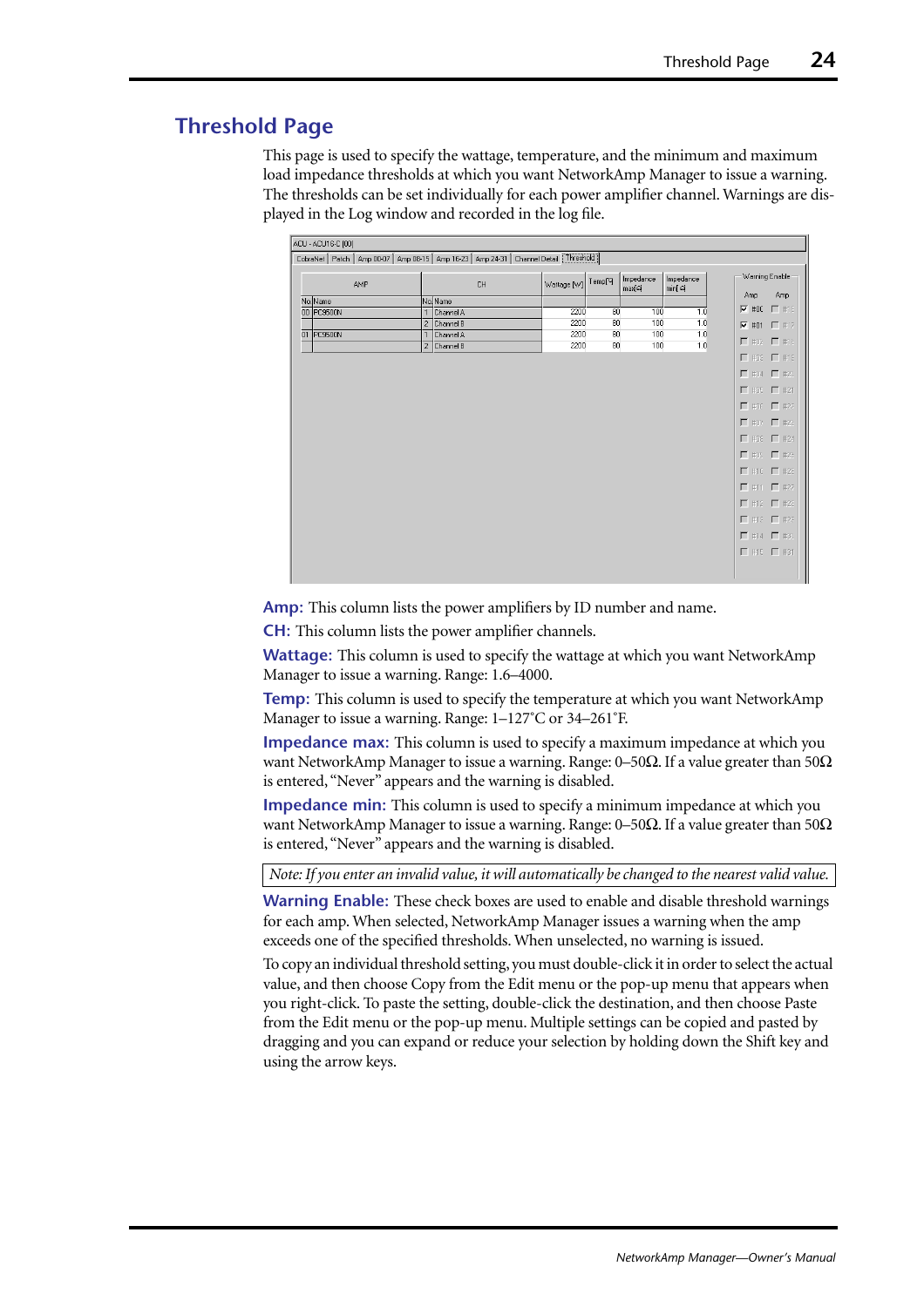## Threshold Page

This page is used to specify the wattage, temperature, and the minimum and maximum load impedance thresholds at which you want NetworkAmp Manager to issue a warning. The thresholds can be set individually for each power amplifier channel. Warnings are displayed in the Log window and recorded in the log file.

**Amp:** This column lists the power amplifiers by ID number and name.

**CH:** This column lists the power amplifier channels.

**Wattage:** This column is used to specify the wattage at which you want NetworkAmp Manager to issue a warning. Range: 1.6–4000.

**Temp:** This column is used to specify the temperature at which you want NetworkAmp Manager to issue a warning. Range: 1–127˚C or 34–261˚F.

**Impedance max:** This column is used to specify a maximum impedance at which you want NetworkAmp Manager to issue a warning. Range: 0–50Ω. If a value greater than 50Ω is entered, “Never” appears and the warning is disabled.

**Impedance min:** This column is used to specify a minimum impedance at which you want NetworkAmp Manager to issue a warning. Range: 0–50Ω. If a value greater than 50Ω is entered, “Never” appears and the warning is disabled.

*Note: If you enter an invalid value, it will automatically be changed to the nearest valid value.*

**Warning Enable:** These check boxes are used to enable and disable threshold warnings for each amp. When selected, NetworkAmp Manager issues a warning when the amp exceeds one of the specified thresholds. When unselected, no warning is issued.

To copy an individual threshold setting, you must double-click it in order to select the actual value, and then choose Copy from the Edit menu or the pop-up menu that appears when you right-click. To paste the setting, double-click the destination, and then choose Paste from the Edit menu or the pop-up menu. Multiple settings can be copied and pasted by dragging and you can expand or reduce your selection by holding down the Shift key and using the arrow keys.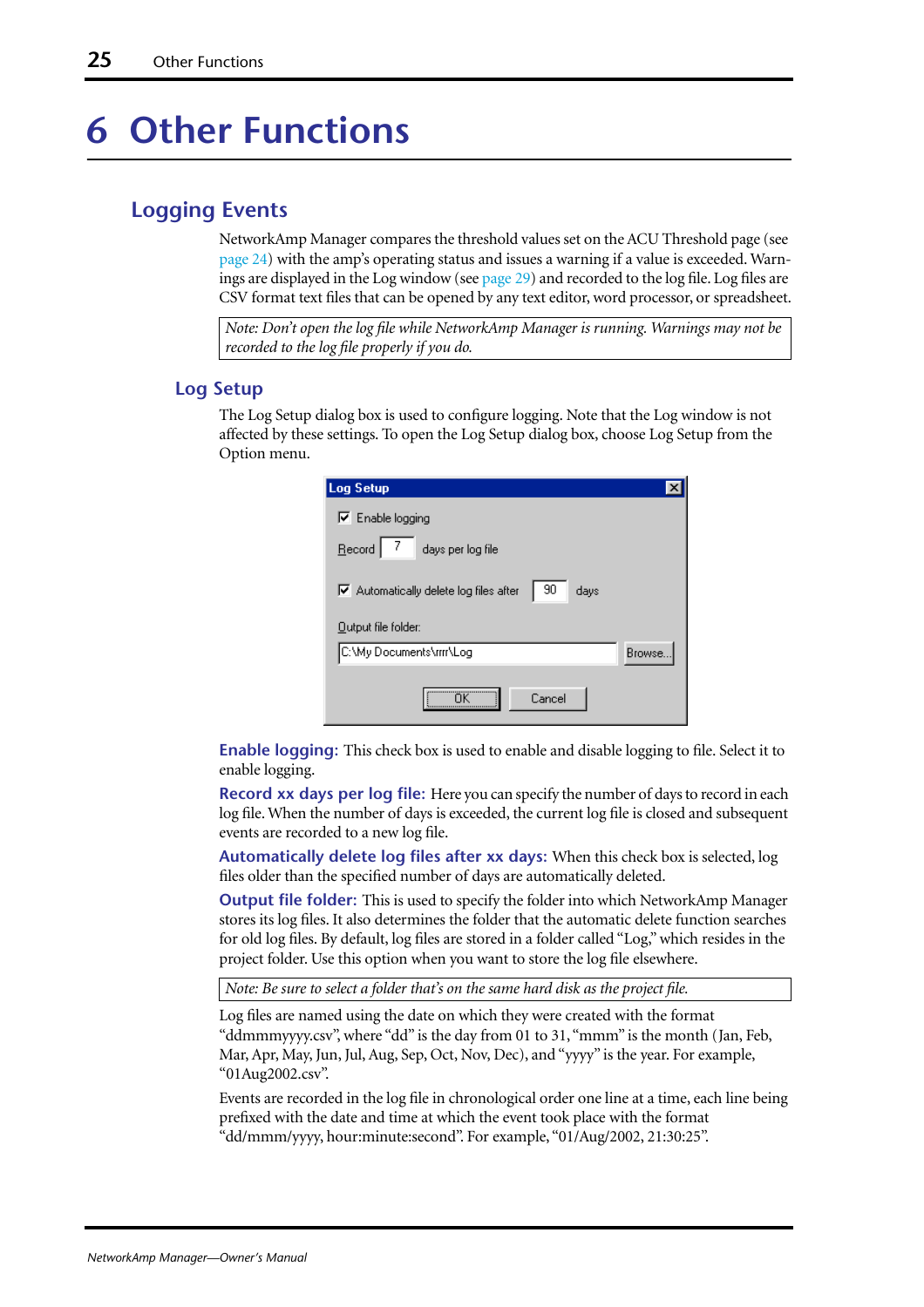# 6 Other Functions

## Logging Events

NetworkAmp Manager compares the threshold values set on the ACU Threshold page (see page 24) with the amp's operating status and issues a warning if a value is exceeded. Warnings are displayed in the Log window (see page 29) and recorded to the log file. Log files are CSV format text files that can be opened by any text editor, word processor, or spreadsheet.

*Note: Don't open the log file while NetworkAmp Manager is running. Warnings may not be recorded to the log file properly if you do.*

### Log Setup

The Log Setup dialog box is used to configure logging. Note that the Log window is not affected by these settings. To open the Log Setup dialog box, choose Log Setup from the Option menu.

Log Setup

☑ Enable logging

Record 7 days per log file

☑ Automatically delete log files after 90 days

Output file folder:

C:\My Documents\rrr\Log Browse...

OK Cancel

**Enable logging:** This check box is used to enable and disable logging to file. Select it to enable logging.

**Record xx days per log file:** Here you can specify the number of days to record in each log file. When the number of days is exceeded, the current log file is closed and subsequent events are recorded to a new log file.

**Automatically delete log files after xx days:** When this check box is selected, log files older than the specified number of days are automatically deleted.

**Output file folder:** This is used to specify the folder into which NetworkAmp Manager stores its log files. It also determines the folder that the automatic delete function searches for old log files. By default, log files are stored in a folder called "Log," which resides in the project folder. Use this option when you want to store the log file elsewhere.

*Note: Be sure to select a folder that's on the same hard disk as the project file.*

Log files are named using the date on which they were created with the format "ddmmmyyyy.csv", where "dd" is the day from 01 to 31, "mmm" is the month (Jan, Feb, Mar, Apr, May, Jun, Jul, Aug, Sep, Oct, Nov, Dec), and "yyyy" is the year. For example, "01Aug2002.csv".

Events are recorded in the log file in chronological order one line at a time, each line being prefixed with the date and time at which the event took place with the format "dd/mmm/yyyy, hour:minute:second". For example, "01/Aug/2002, 21:30:25".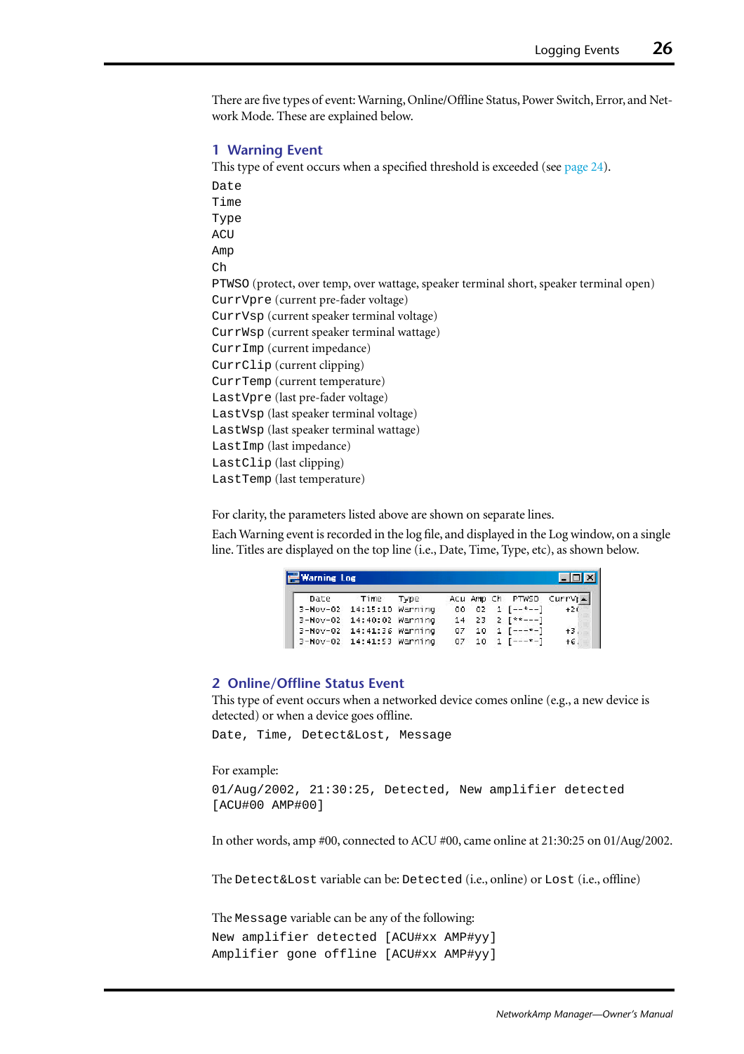There are five types of event: Warning, Online/Offline Status, Power Switch, Error, and Network Mode. These are explained below.

## 1 Warning Event

This type of event occurs when a specified threshold is exceeded (see page 24).

`Date`  
`Time`  
`Type`  
`ACU`  
`Amp`  
`Ch`  
`PTWSO` (protect, over temp, over wattage, speaker terminal short, speaker terminal open)  
`CurrVpre` (current pre-fader voltage)  
`CurrVsp` (current speaker terminal voltage)  
`CurrWsp` (current speaker terminal wattage)  
`CurrImp` (current impedance)  
`CurrClip` (current clipping)  
`CurrTemp` (current temperature)  
`LastVpre` (last pre-fader voltage)  
`LastVsp` (last speaker terminal voltage)  
`LastWsp` (last speaker terminal wattage)  
`LastImp` (last impedance)  
`LastClip` (last clipping)  
`LastTemp` (last temperature)

For clarity, the parameters listed above are shown on separate lines.

Each Warning event is recorded in the log file, and displayed in the Log window, on a single line. Titles are displayed on the top line (i.e., Date, Time, Type, etc), as shown below.

## 2 Online/Offline Status Event

This type of event occurs when a networked device comes online (e.g., a new device is detected) or when a device goes offline.

```
Date, Time, Detect&Lost, Message
```

For example:

```
01/Aug/2002, 21:30:25, Detected, New amplifier detected
[ACU#00 AMP#00]
```

In other words, amp #00, connected to ACU #00, came online at 21:30:25 on 01/Aug/2002.

The `Detect&Lost` variable can be: `Detected` (i.e., online) or `Lost` (i.e., offline)

The `Message` variable can be any of the following:

```
New amplifier detected [ACU#xx AMP#yy]
Amplifier gone offline [ACU#xx AMP#yy]
```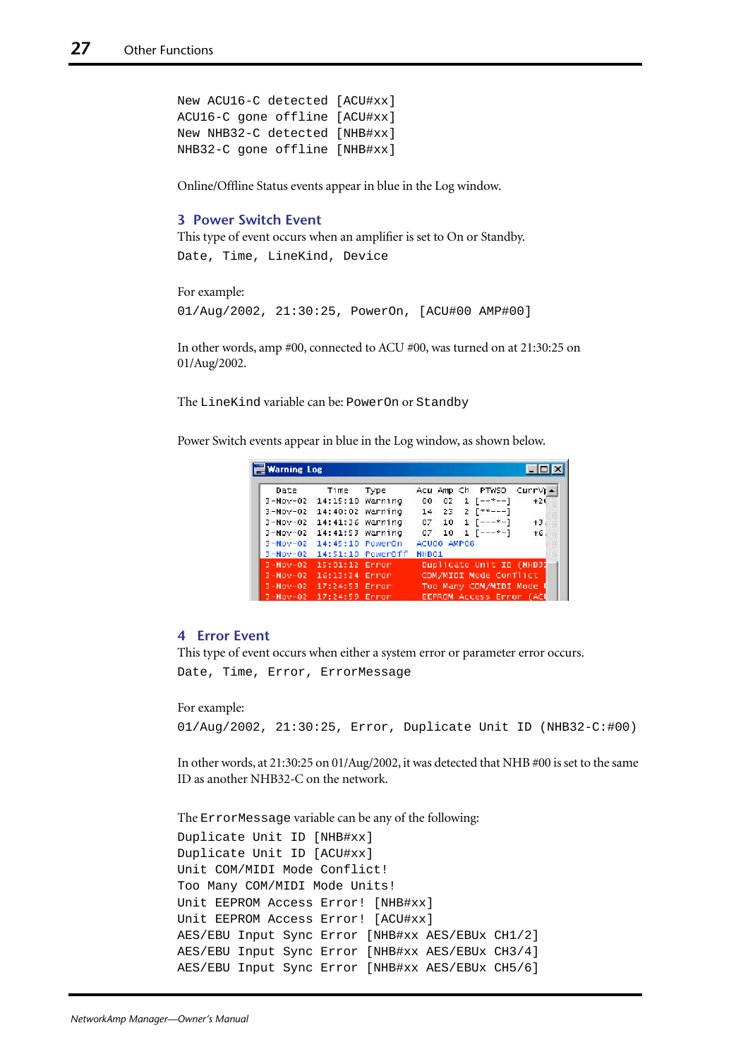```
New ACU16-C detected [ACU#xx]
ACU16-C gone offline [ACU#xx]
New NHB32-C detected [NHB#xx]
NHB32-C gone offline [NHB#xx]
```

Online/Offline Status events appear in blue in the Log window.

## 3 Power Switch Event

This type of event occurs when an amplifier is set to On or Standby.

```
Date, Time, LineKind, Device
```

For example:

```
01/Aug/2002, 21:30:25, PowerOn, [ACU#00 AMP#00]
```

In other words, amp #00, connected to ACU #00, was turned on at 21:30:25 on 01/Aug/2002.

The `LineKind` variable can be: `PowerOn` or `Standby`

Power Switch events appear in blue in the Log window, as shown below.

## 4 Error Event

This type of event occurs when either a system error or parameter error occurs.

```
Date, Time, Error, ErrorMessage
```

For example:

```
01/Aug/2002, 21:30:25, Error, Duplicate Unit ID (NHB32-C:#00)
```

In other words, at 21:30:25 on 01/Aug/2002, it was detected that NHB #00 is set to the same ID as another NHB32-C on the network.

The `ErrorMessage` variable can be any of the following:

```
Duplicate Unit ID [NHB#xx]
Duplicate Unit ID [ACU#xx]
Unit COM/MIDI Mode Conflict!
Too Many COM/MIDI Mode Units!
Unit EEPROM Access Error! [NHB#xx]
Unit EEPROM Access Error! [ACU#xx]
AES/EBU Input Sync Error [NHB#xx AES/EBUx CH1/2]
AES/EBU Input Sync Error [NHB#xx AES/EBUx CH3/4]
AES/EBU Input Sync Error [NHB#xx AES/EBUx CH5/6]
```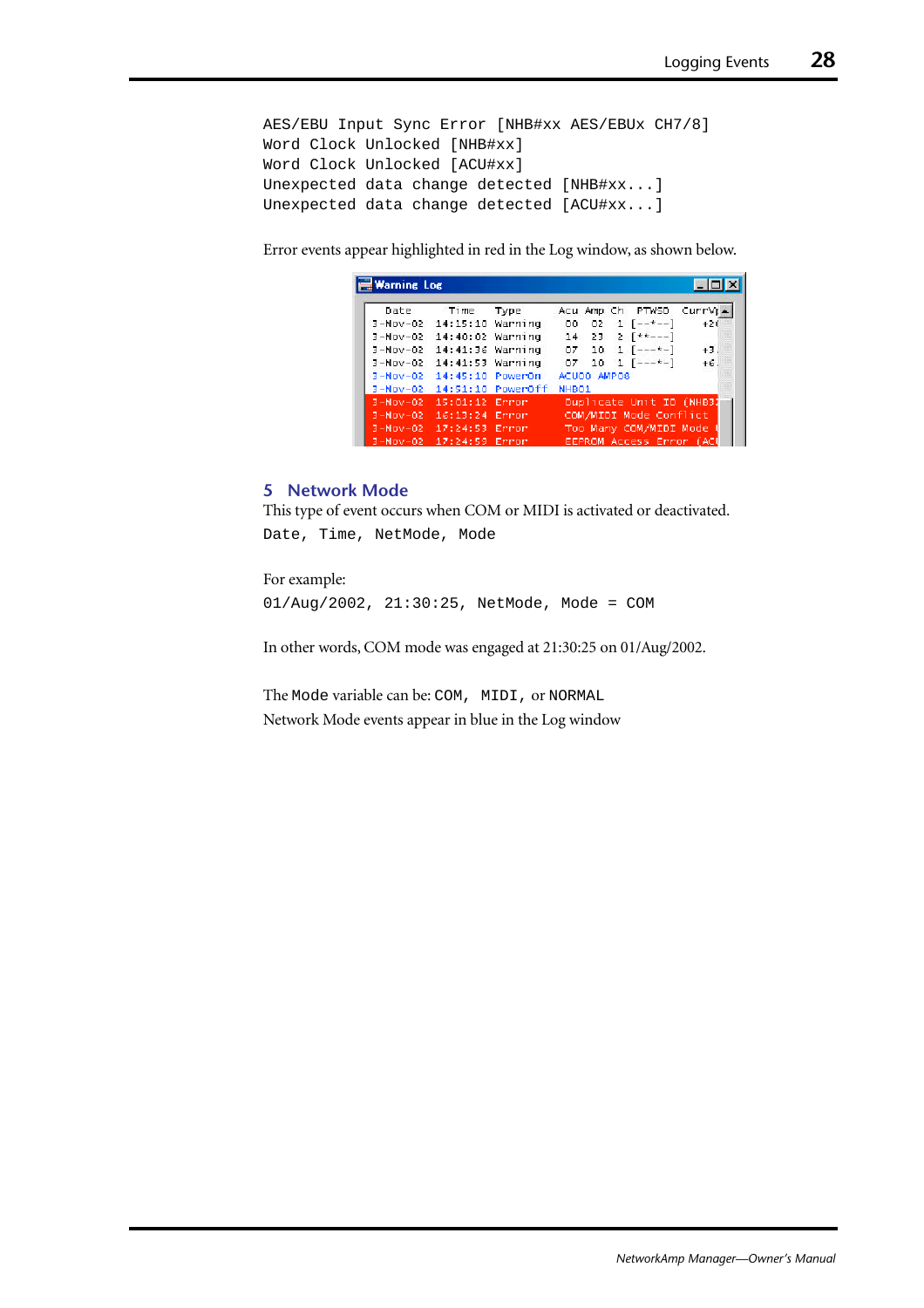```
AES/EBU Input Sync Error [NHB#xx AES/EBUx CH7/8]
Word Clock Unlocked [NHB#xx]
Word Clock Unlocked [ACU#xx]
Unexpected data change detected [NHB#xx...]
Unexpected data change detected [ACU#xx...]
```

Error events appear highlighted in red in the Log window, as shown below.

## 5 Network Mode

This type of event occurs when COM or MIDI is activated or deactivated.

```
Date, Time, NetMode, Mode
```

For example:

```
01/Aug/2002, 21:30:25, NetMode, Mode = COM
```

In other words, COM mode was engaged at 21:30:25 on 01/Aug/2002.

The `Mode` variable can be: `COM`, `MIDI`, or `NORMAL`

Network Mode events appear in blue in the Log window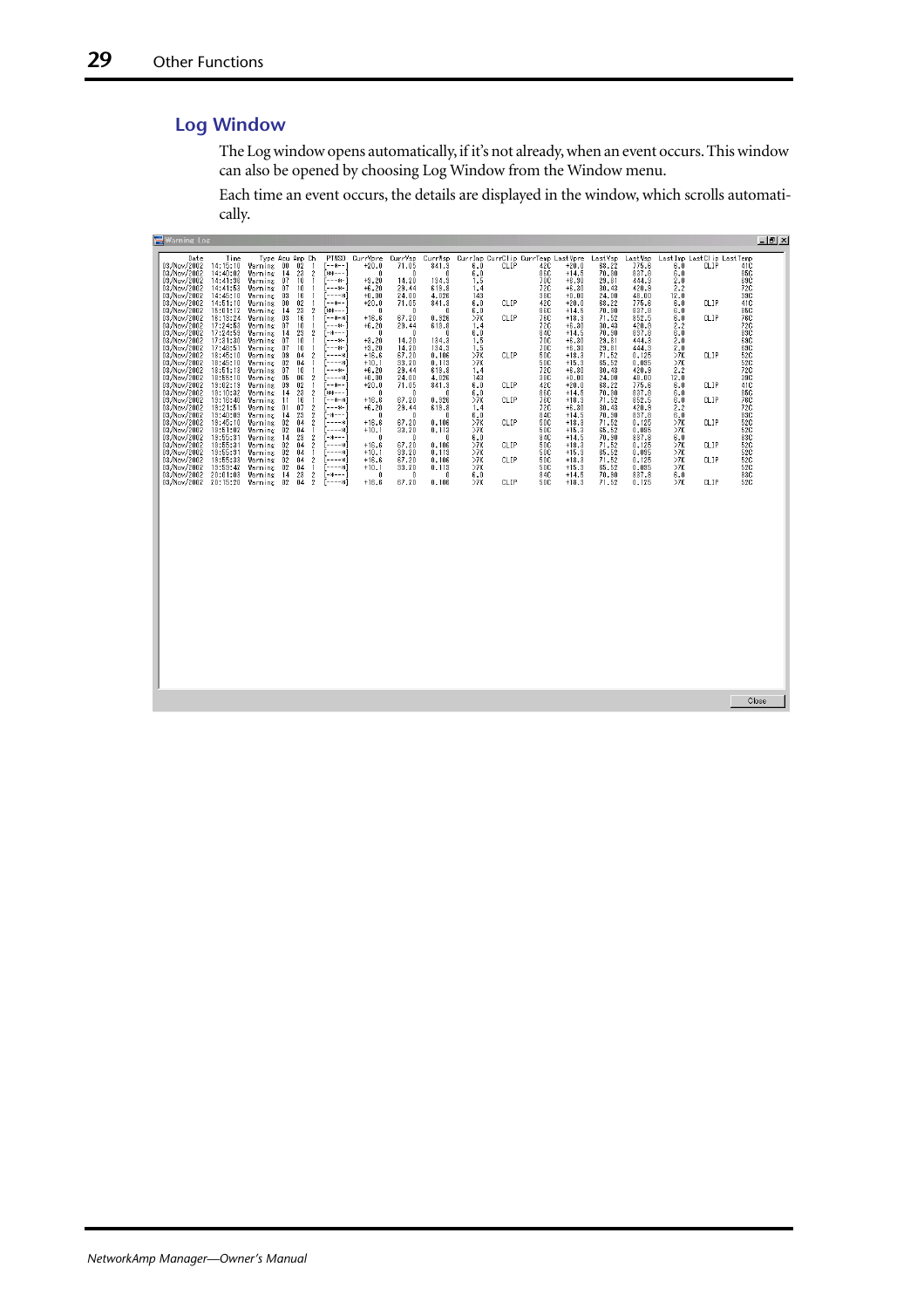## Log Window

The Log window opens automatically, if it's not already, when an event occurs. This window can also be opened by choosing Log Window from the Window menu.

Each time an event occurs, the details are displayed in the window, which scrolls automatically.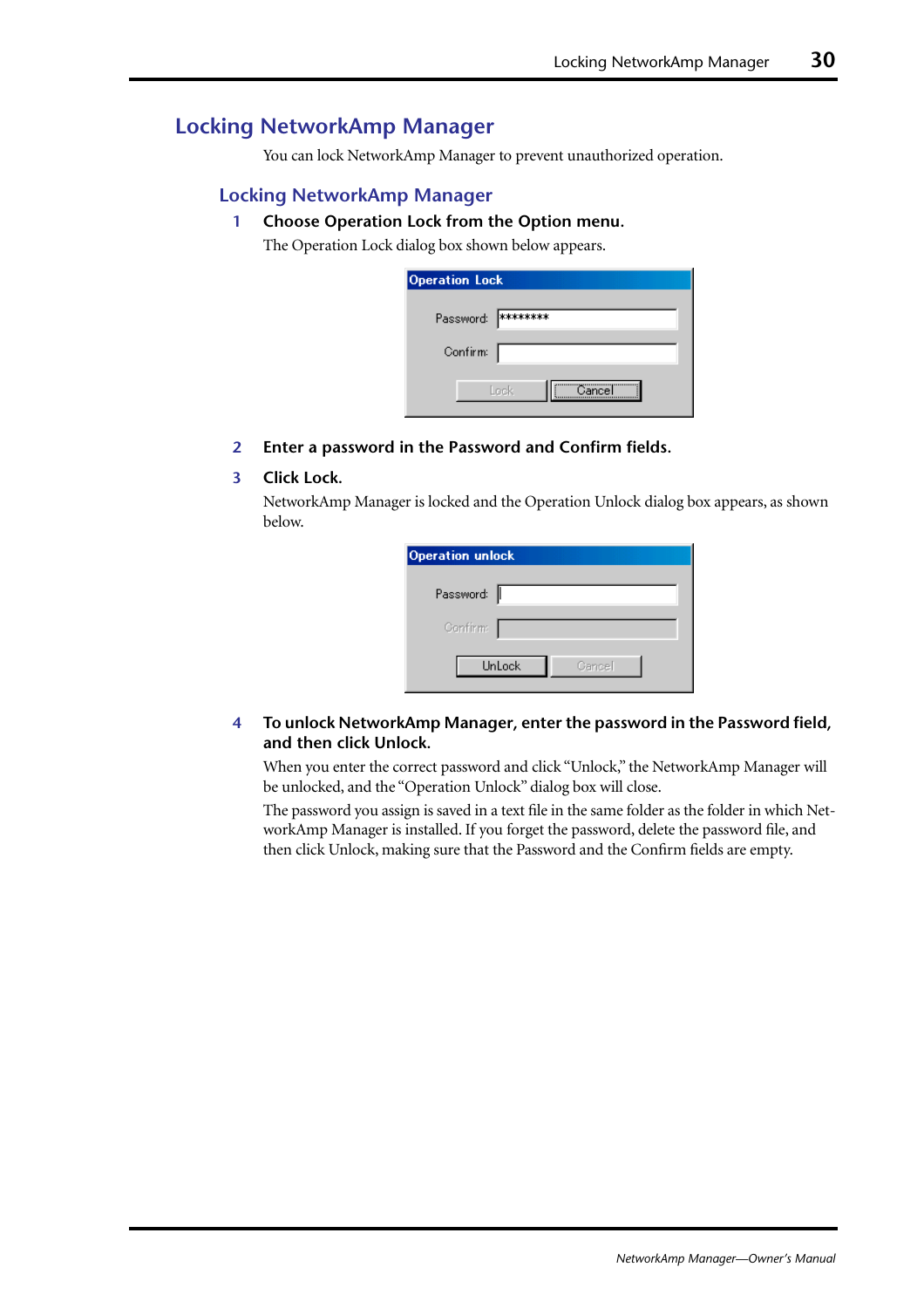# Locking NetworkAmp Manager

You can lock NetworkAmp Manager to prevent unauthorized operation.

## Locking NetworkAmp Manager

1. **Choose Operation Lock from the Option menu.**
   The Operation Lock dialog box shown below appears.

2. **Enter a password in the Password and Confirm fields.**

3. **Click Lock.**
   NetworkAmp Manager is locked and the Operation Unlock dialog box appears, as shown below.

4. **To unlock NetworkAmp Manager, enter the password in the Password field, and then click Unlock.**
   When you enter the correct password and click "Unlock," the NetworkAmp Manager will be unlocked, and the "Operation Unlock" dialog box will close.
   The password you assign is saved in a text file in the same folder as the folder in which NetworkAmp Manager is installed. If you forget the password, delete the password file, and then click Unlock, making sure that the Password and the Confirm fields are empty.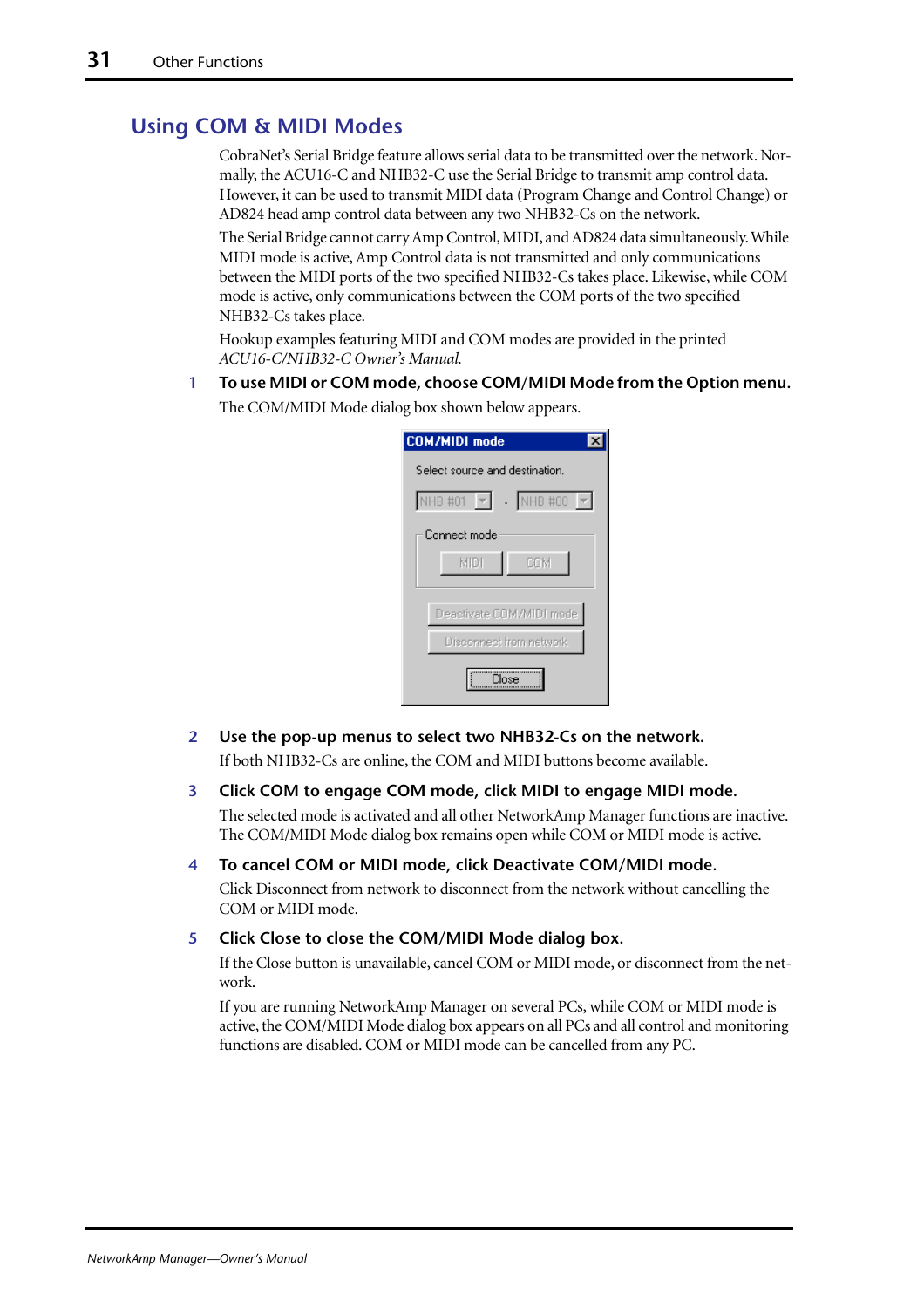## Using COM & MIDI Modes

CobraNet's Serial Bridge feature allows serial data to be transmitted over the network. Normally, the ACU16-C and NHB32-C use the Serial Bridge to transmit amp control data. However, it can be used to transmit MIDI data (Program Change and Control Change) or AD824 head amp control data between any two NHB32-Cs on the network.

The Serial Bridge cannot carry Amp Control, MIDI, and AD824 data simultaneously. While MIDI mode is active, Amp Control data is not transmitted and only communications between the MIDI ports of the two specified NHB32-Cs takes place. Likewise, while COM mode is active, only communications between the COM ports of the two specified NHB32-Cs takes place.

Hookup examples featuring MIDI and COM modes are provided in the printed *ACU16-C/NHB32-C Owner's Manual.*

1 **To use MIDI or COM mode, choose COM/MIDI Mode from the Option menu.**

The COM/MIDI Mode dialog box shown below appears.

COM/MIDI mode

Select source and destination.

NHB #01 - NHB #00

Connect mode

MIDI COM

Deactivate COM/MIDI mode

Disconnect from network

Close

2 **Use the pop-up menus to select two NHB32-Cs on the network.**

If both NHB32-Cs are online, the COM and MIDI buttons become available.

3 **Click COM to engage COM mode, click MIDI to engage MIDI mode.**

The selected mode is activated and all other NetworkAmp Manager functions are inactive. The COM/MIDI Mode dialog box remains open while COM or MIDI mode is active.

4 **To cancel COM or MIDI mode, click Deactivate COM/MIDI mode.**

Click Disconnect from network to disconnect from the network without cancelling the COM or MIDI mode.

5 **Click Close to close the COM/MIDI Mode dialog box.**

If the Close button is unavailable, cancel COM or MIDI mode, or disconnect from the network.

If you are running NetworkAmp Manager on several PCs, while COM or MIDI mode is active, the COM/MIDI Mode dialog box appears on all PCs and all control and monitoring functions are disabled. COM or MIDI mode can be cancelled from any PC.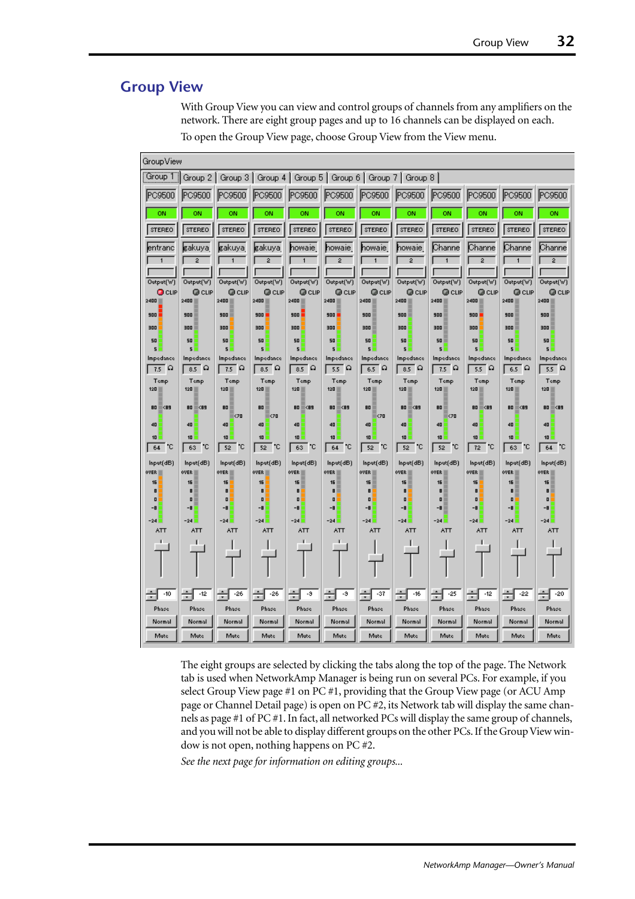## Group View

With Group View you can view and control groups of channels from any amplifiers on the network. There are eight group pages and up to 16 channels can be displayed on each.

To open the Group View page, choose Group View from the View menu.

The eight groups are selected by clicking the tabs along the top of the page. The Network tab is used when NetworkAmp Manager is being run on several PCs. For example, if you select Group View page #1 on PC #1, providing that the Group View page (or ACU Amp page or Channel Detail page) is open on PC #2, its Network tab will display the same channels as page #1 of PC #1. In fact, all networked PCs will display the same group of channels, and you will not be able to display different groups on the other PCs. If the Group View window is not open, nothing happens on PC #2.

*See the next page for information on editing groups...*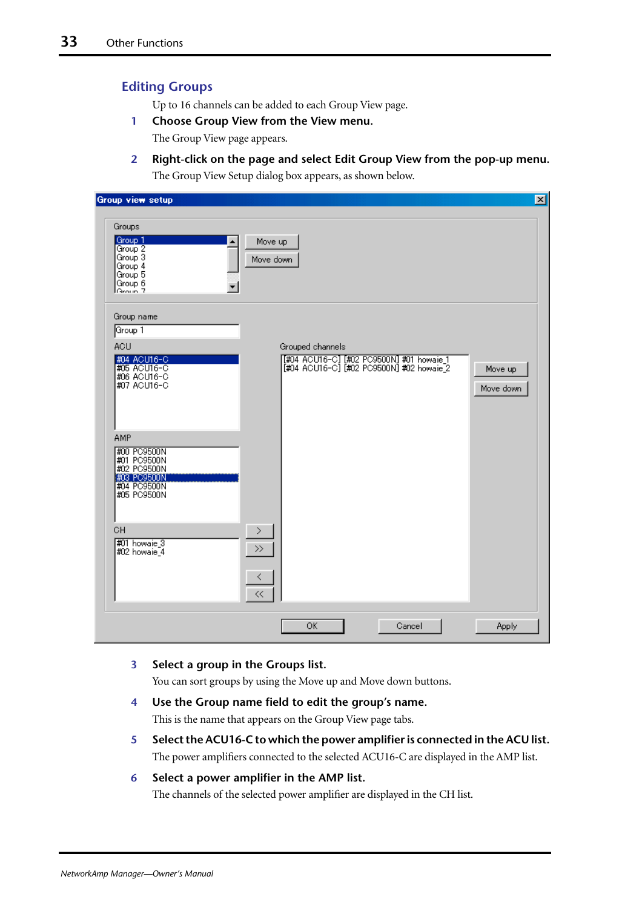## Editing Groups

Up to 16 channels can be added to each Group View page.

1. **Choose Group View from the View menu.**

   The Group View page appears.

2. **Right-click on the page and select Edit Group View from the pop-up menu.**

   The Group View Setup dialog box appears, as shown below.

3. **Select a group in the Groups list.**

   You can sort groups by using the Move up and Move down buttons.

4. **Use the Group name field to edit the group's name.**

   This is the name that appears on the Group View page tabs.

5. **Select the ACU16-C to which the power amplifier is connected in the ACU list.**

   The power amplifiers connected to the selected ACU16-C are displayed in the AMP list.

6. **Select a power amplifier in the AMP list.**

   The channels of the selected power amplifier are displayed in the CH list.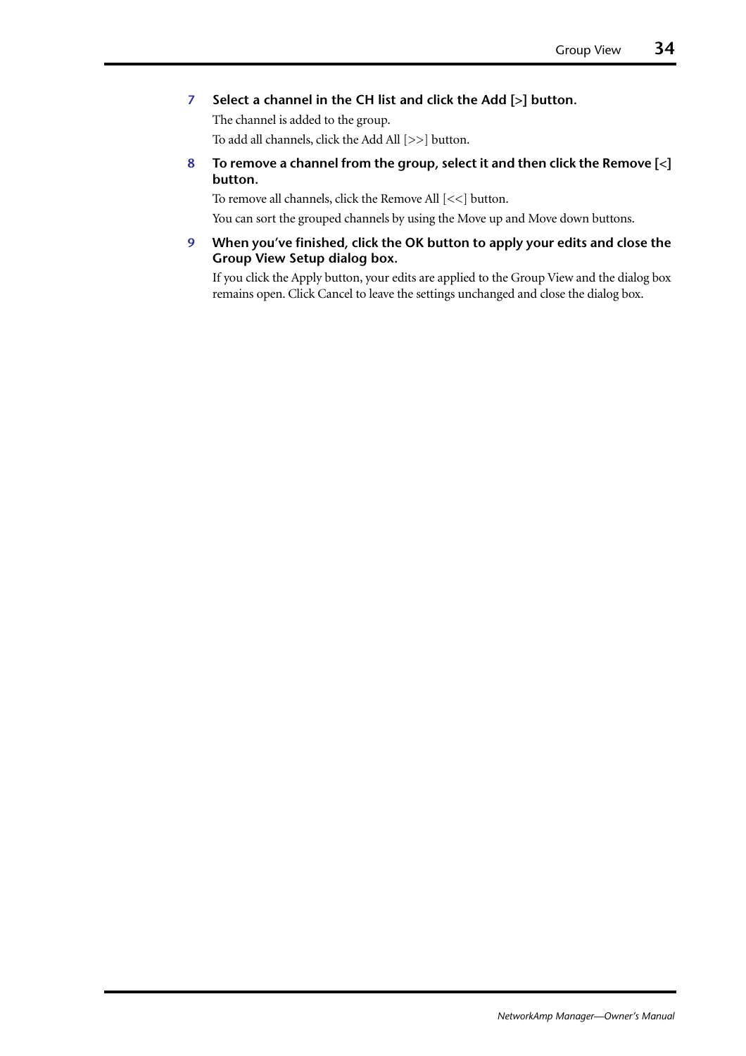7 **Select a channel in the CH list and click the Add [>] button.**

The channel is added to the group.

To add all channels, click the Add All [>>] button.

8 **To remove a channel from the group, select it and then click the Remove [<] button.**

To remove all channels, click the Remove All [<<] button.

You can sort the grouped channels by using the Move up and Move down buttons.

9 **When you've finished, click the OK button to apply your edits and close the Group View Setup dialog box.**

If you click the Apply button, your edits are applied to the Group View and the dialog box remains open. Click Cancel to leave the settings unchanged and close the dialog box.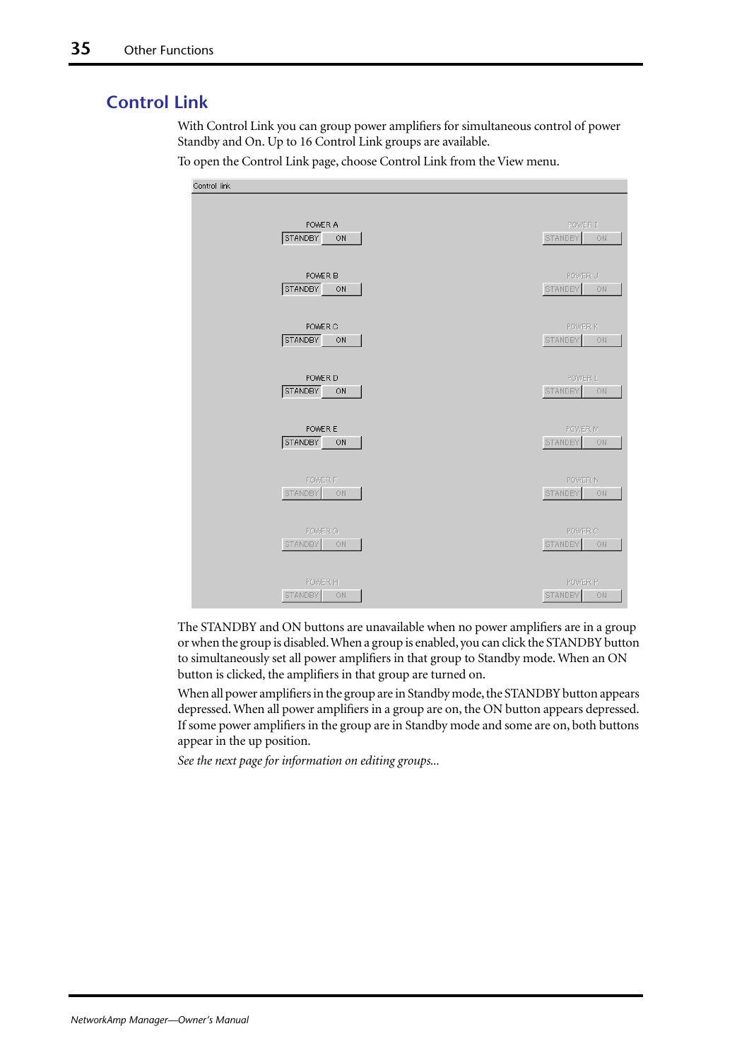## Control Link

With Control Link you can group power amplifiers for simultaneous control of power Standby and On. Up to 16 Control Link groups are available.

To open the Control Link page, choose Control Link from the View menu.

Control link

POWER A
STANDBY ON

POWER B
STANDBY ON

POWER C
STANDBY ON

POWER D
STANDBY ON

POWER E
STANDBY ON

POWER F
STANDBY ON

POWER G
STANDBY ON

POWER H
STANDBY ON

POWER I
STANDBY ON

POWER J
STANDBY ON

POWER K
STANDBY ON

POWER L
STANDBY ON

POWER M
STANDBY ON

POWER N
STANDBY ON

POWER O
STANDBY ON

POWER P
STANDBY ON

The STANDBY and ON buttons are unavailable when no power amplifiers are in a group or when the group is disabled. When a group is enabled, you can click the STANDBY button to simultaneously set all power amplifiers in that group to Standby mode. When an ON button is clicked, the amplifiers in that group are turned on.

When all power amplifiers in the group are in Standby mode, the STANDBY button appears depressed. When all power amplifiers in a group are on, the ON button appears depressed. If some power amplifiers in the group are in Standby mode and some are on, both buttons appear in the up position.

*See the next page for information on editing groups...*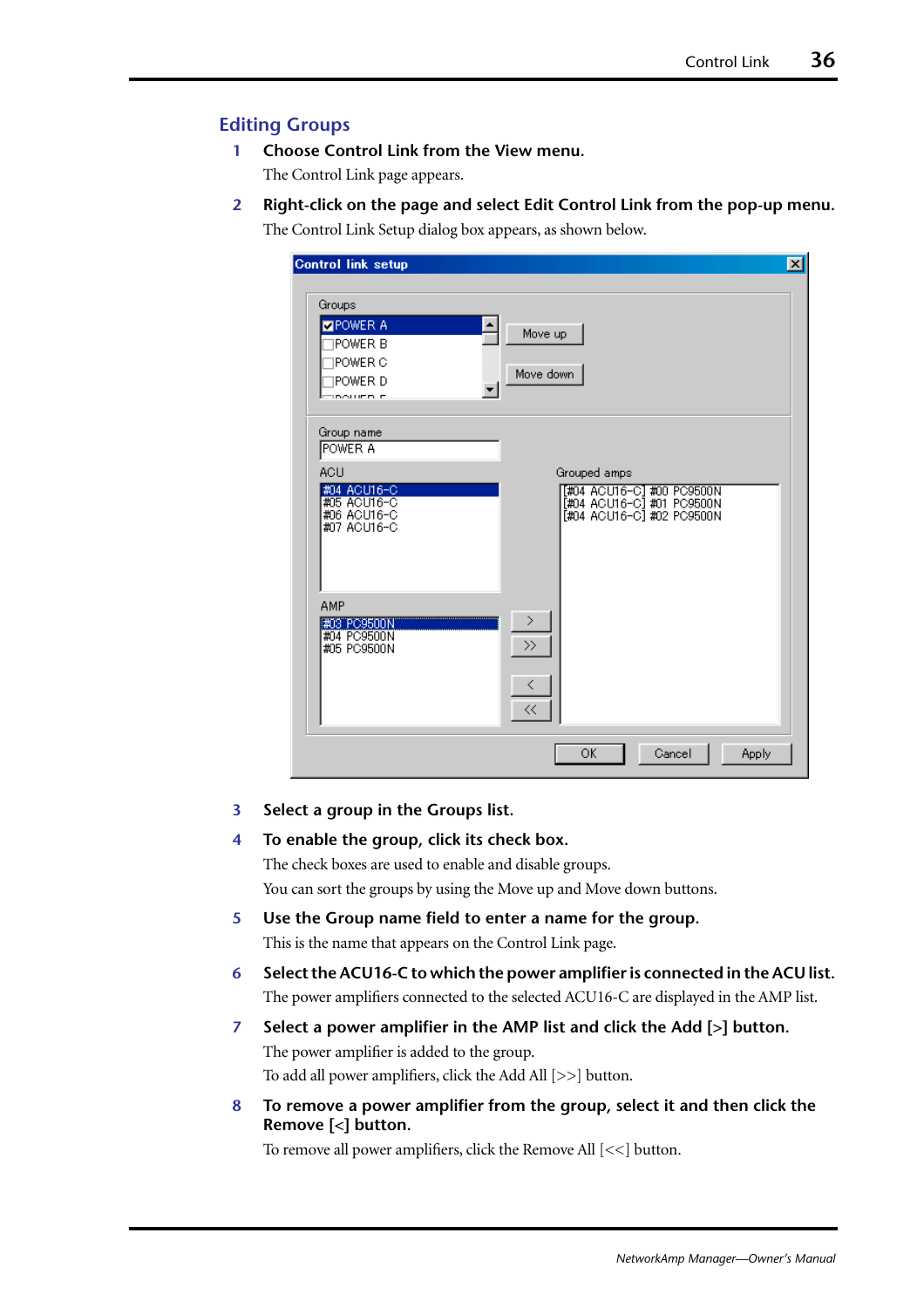## Editing Groups

1. **Choose Control Link from the View menu.**

   The Control Link page appears.

2. **Right-click on the page and select Edit Control Link from the pop-up menu.**

   The Control Link Setup dialog box appears, as shown below.

3. **Select a group in the Groups list.**

4. **To enable the group, click its check box.**

   The check boxes are used to enable and disable groups.

   You can sort the groups by using the Move up and Move down buttons.

5. **Use the Group name field to enter a name for the group.**

   This is the name that appears on the Control Link page.

6. **Select the ACU16-C to which the power amplifier is connected in the ACU list.**

   The power amplifiers connected to the selected ACU16-C are displayed in the AMP list.

7. **Select a power amplifier in the AMP list and click the Add [>] button.**

   The power amplifier is added to the group.

   To add all power amplifiers, click the Add All [>>] button.

8. **To remove a power amplifier from the group, select it and then click the Remove [<] button.**

   To remove all power amplifiers, click the Remove All [<<] button.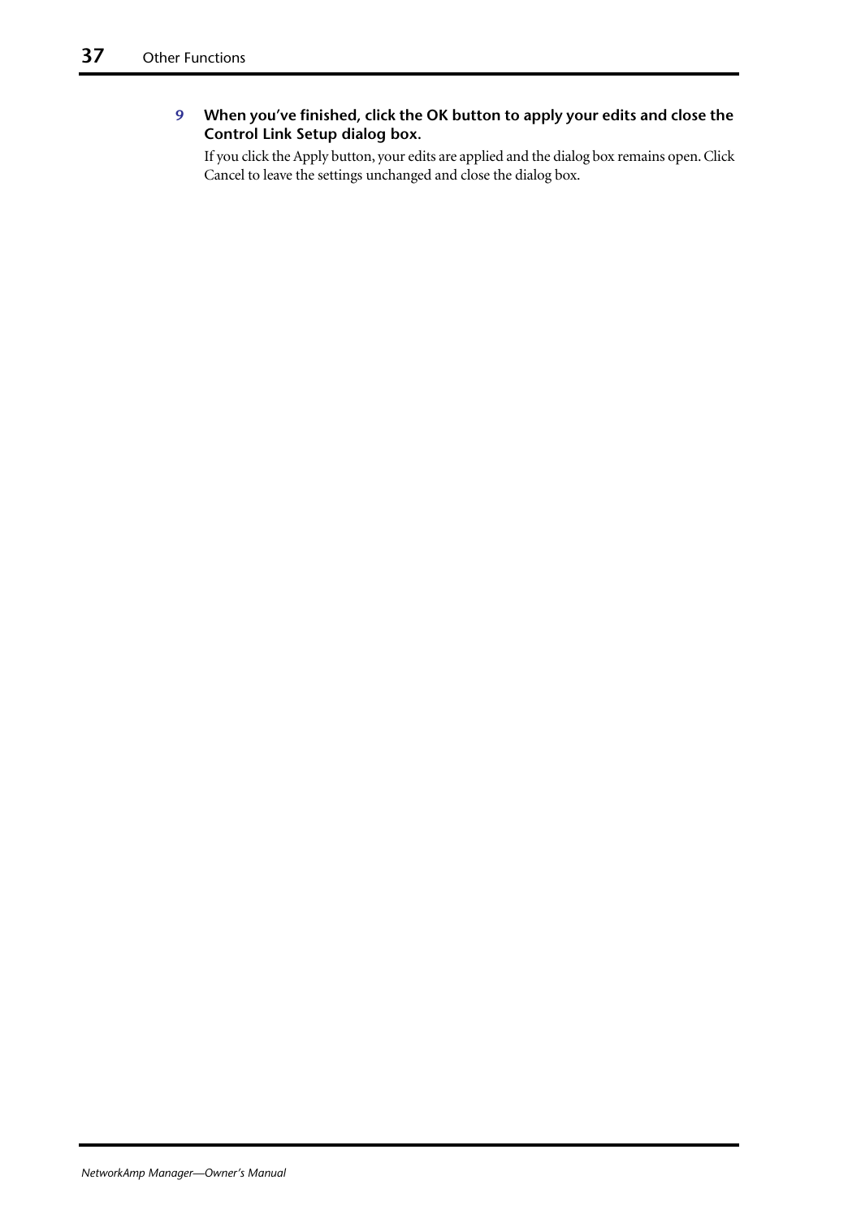9 **When you've finished, click the OK button to apply your edits and close the Control Link Setup dialog box.**

If you click the Apply button, your edits are applied and the dialog box remains open. Click Cancel to leave the settings unchanged and close the dialog box.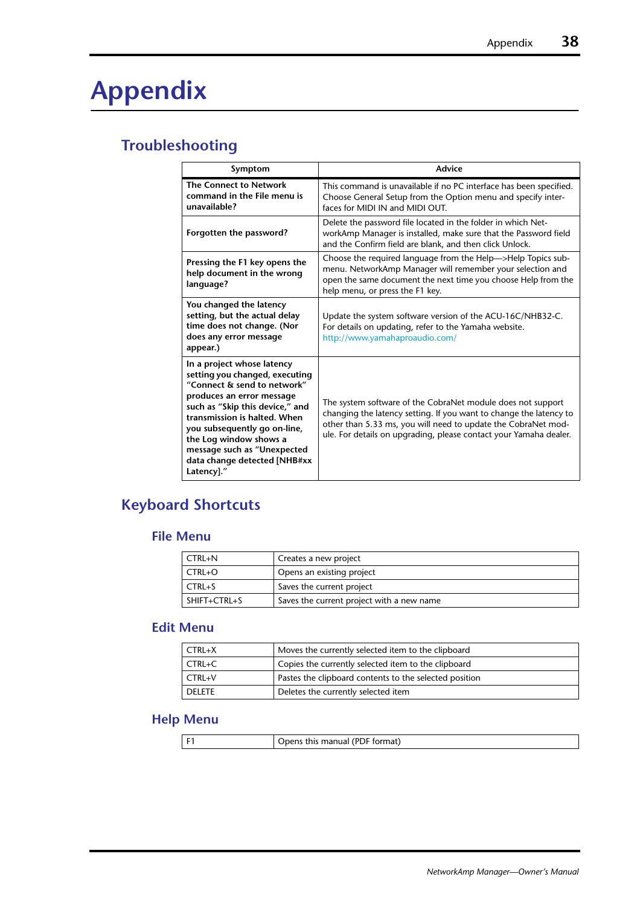# Appendix

## Troubleshooting

| Symptom | Advice |
|---|---|
| **The Connect to Network command in the File menu is unavailable?** | This command is unavailable if no PC interface has been specified. Choose General Setup from the Option menu and specify interfaces for MIDI IN and MIDI OUT. |
| **Forgotten the password?** | Delete the password file located in the folder in which NetworkAmp Manager is installed, make sure that the Password field and the Confirm field are blank, and then click Unlock. |
| **Pressing the F1 key opens the help document in the wrong language?** | Choose the required language from the Help—>Help Topics submenu. NetworkAmp Manager will remember your selection and open the same document the next time you choose Help from the help menu, or press the F1 key. |
| **You changed the latency setting, but the actual delay time does not change. (Nor does any error message appear.)** | Update the system software version of the ACU-16C/NHB32-C. For details on updating, refer to the Yamaha website. http://www.yamahaproaudio.com/ |
| **In a project whose latency setting you changed, executing "Connect & send to network" produces an error message such as "Skip this device," and transmission is halted. When you subsequently go on-line, the Log window shows a message such as "Unexpected data change detected [NHB#xx Latency]."** | The system software of the CobraNet module does not support changing the latency setting. If you want to change the latency to other than 5.33 ms, you will need to update the CobraNet module. For details on upgrading, please contact your Yamaha dealer. |

## Keyboard Shortcuts

### File Menu

| | |
|---|---|
| CTRL+N | Creates a new project |
| CTRL+O | Opens an existing project |
| CTRL+S | Saves the current project |
| SHIFT+CTRL+S | Saves the current project with a new name |

### Edit Menu

| | |
|---|---|
| CTRL+X | Moves the currently selected item to the clipboard |
| CTRL+C | Copies the currently selected item to the clipboard |
| CTRL+V | Pastes the clipboard contents to the selected position |
| DELETE | Deletes the currently selected item |

### Help Menu

| | |
|---|---|
| F1 | Opens this manual (PDF format) |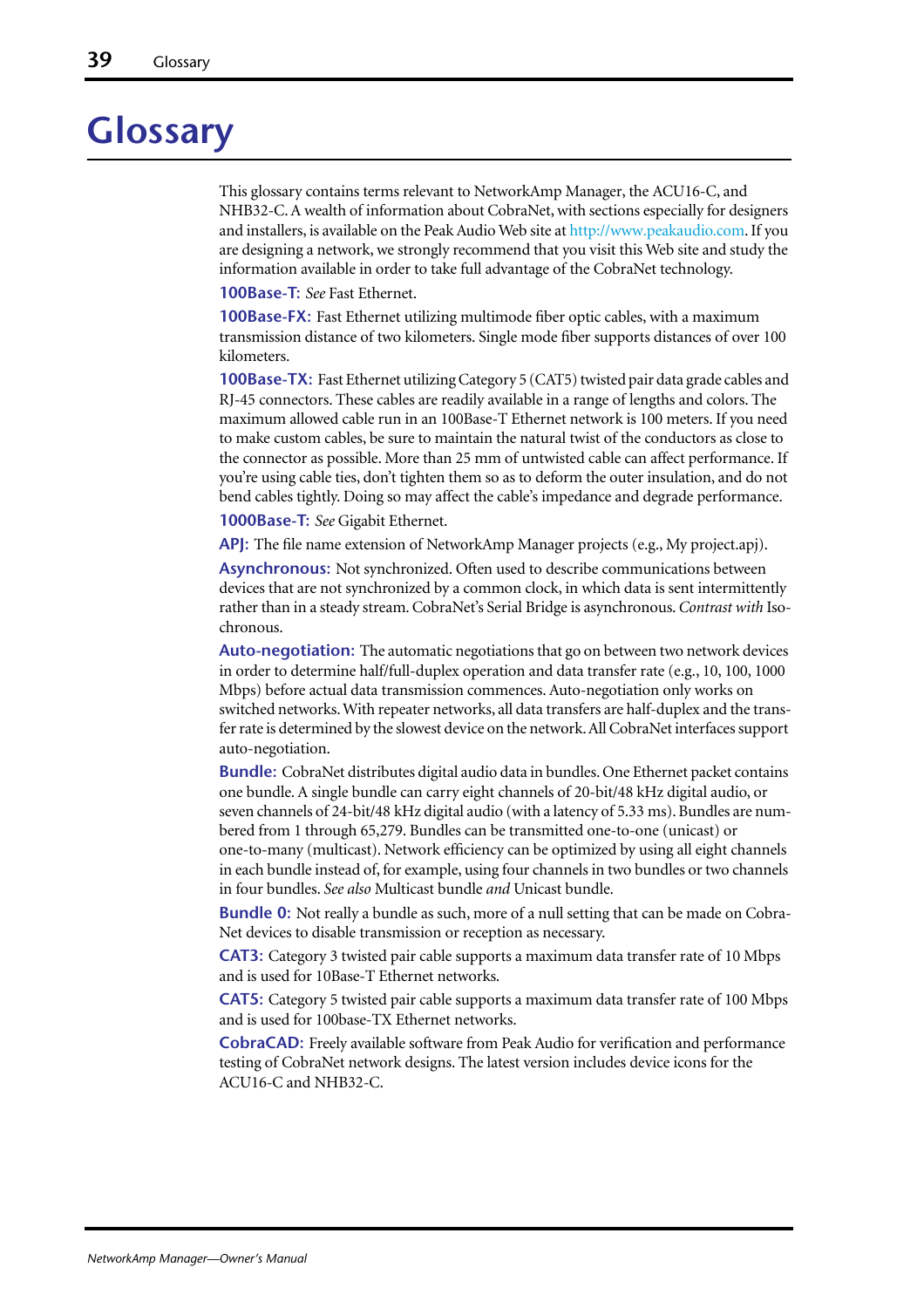# Glossary

This glossary contains terms relevant to NetworkAmp Manager, the ACU16-C, and NHB32-C. A wealth of information about CobraNet, with sections especially for designers and installers, is available on the Peak Audio Web site at http://www.peakaudio.com. If you are designing a network, we strongly recommend that you visit this Web site and study the information available in order to take full advantage of the CobraNet technology.

**100Base-T:** *See* Fast Ethernet.

**100Base-FX:** Fast Ethernet utilizing multimode fiber optic cables, with a maximum transmission distance of two kilometers. Single mode fiber supports distances of over 100 kilometers.

**100Base-TX:** Fast Ethernet utilizing Category 5 (CAT5) twisted pair data grade cables and RJ-45 connectors. These cables are readily available in a range of lengths and colors. The maximum allowed cable run in an 100Base-T Ethernet network is 100 meters. If you need to make custom cables, be sure to maintain the natural twist of the conductors as close to the connector as possible. More than 25 mm of untwisted cable can affect performance. If you're using cable ties, don't tighten them so as to deform the outer insulation, and do not bend cables tightly. Doing so may affect the cable's impedance and degrade performance.

**1000Base-T:** *See* Gigabit Ethernet.

**APJ:** The file name extension of NetworkAmp Manager projects (e.g., My project.apj).

**Asynchronous:** Not synchronized. Often used to describe communications between devices that are not synchronized by a common clock, in which data is sent intermittently rather than in a steady stream. CobraNet's Serial Bridge is asynchronous. *Contrast with* Isochronous.

**Auto-negotiation:** The automatic negotiations that go on between two network devices in order to determine half/full-duplex operation and data transfer rate (e.g., 10, 100, 1000 Mbps) before actual data transmission commences. Auto-negotiation only works on switched networks. With repeater networks, all data transfers are half-duplex and the transfer rate is determined by the slowest device on the network. All CobraNet interfaces support auto-negotiation.

**Bundle:** CobraNet distributes digital audio data in bundles. One Ethernet packet contains one bundle. A single bundle can carry eight channels of 20-bit/48 kHz digital audio, or seven channels of 24-bit/48 kHz digital audio (with a latency of 5.33 ms). Bundles are numbered from 1 through 65,279. Bundles can be transmitted one-to-one (unicast) or one-to-many (multicast). Network efficiency can be optimized by using all eight channels in each bundle instead of, for example, using four channels in two bundles or two channels in four bundles. *See also* Multicast bundle *and* Unicast bundle.

**Bundle 0:** Not really a bundle as such, more of a null setting that can be made on CobraNet devices to disable transmission or reception as necessary.

**CAT3:** Category 3 twisted pair cable supports a maximum data transfer rate of 10 Mbps and is used for 10Base-T Ethernet networks.

**CAT5:** Category 5 twisted pair cable supports a maximum data transfer rate of 100 Mbps and is used for 100base-TX Ethernet networks.

**CobraCAD:** Freely available software from Peak Audio for verification and performance testing of CobraNet network designs. The latest version includes device icons for the ACU16-C and NHB32-C.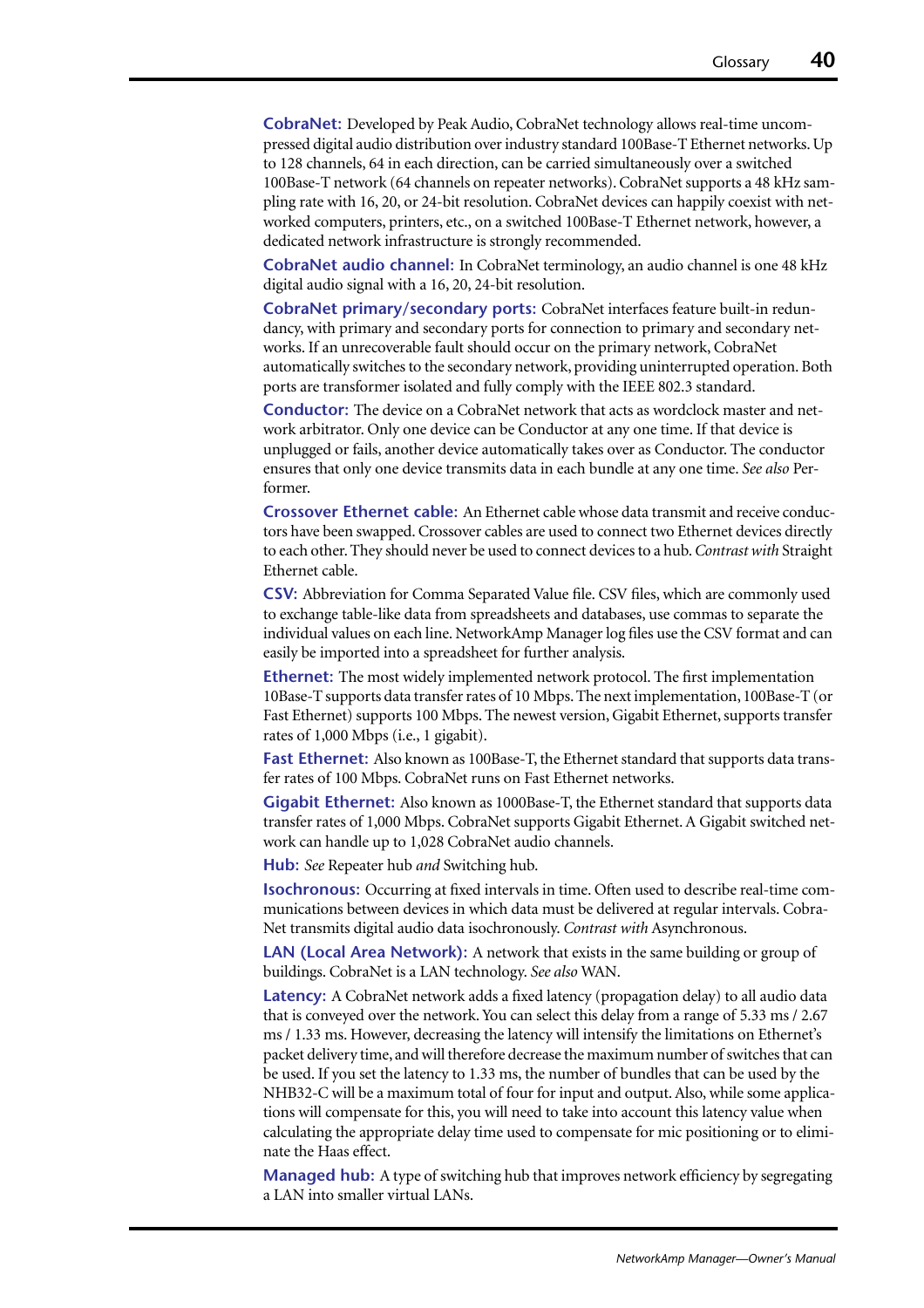**CobraNet:** Developed by Peak Audio, CobraNet technology allows real-time uncompressed digital audio distribution over industry standard 100Base-T Ethernet networks. Up to 128 channels, 64 in each direction, can be carried simultaneously over a switched 100Base-T network (64 channels on repeater networks). CobraNet supports a 48 kHz sampling rate with 16, 20, or 24-bit resolution. CobraNet devices can happily coexist with networked computers, printers, etc., on a switched 100Base-T Ethernet network, however, a dedicated network infrastructure is strongly recommended.

**CobraNet audio channel:** In CobraNet terminology, an audio channel is one 48 kHz digital audio signal with a 16, 20, 24-bit resolution.

**CobraNet primary/secondary ports:** CobraNet interfaces feature built-in redundancy, with primary and secondary ports for connection to primary and secondary networks. If an unrecoverable fault should occur on the primary network, CobraNet automatically switches to the secondary network, providing uninterrupted operation. Both ports are transformer isolated and fully comply with the IEEE 802.3 standard.

**Conductor:** The device on a CobraNet network that acts as wordclock master and network arbitrator. Only one device can be Conductor at any one time. If that device is unplugged or fails, another device automatically takes over as Conductor. The conductor ensures that only one device transmits data in each bundle at any one time. *See also* Performer.

**Crossover Ethernet cable:** An Ethernet cable whose data transmit and receive conductors have been swapped. Crossover cables are used to connect two Ethernet devices directly to each other. They should never be used to connect devices to a hub. *Contrast with* Straight Ethernet cable.

**CSV:** Abbreviation for Comma Separated Value file. CSV files, which are commonly used to exchange table-like data from spreadsheets and databases, use commas to separate the individual values on each line. NetworkAmp Manager log files use the CSV format and can easily be imported into a spreadsheet for further analysis.

**Ethernet:** The most widely implemented network protocol. The first implementation 10Base-T supports data transfer rates of 10 Mbps. The next implementation, 100Base-T (or Fast Ethernet) supports 100 Mbps. The newest version, Gigabit Ethernet, supports transfer rates of 1,000 Mbps (i.e., 1 gigabit).

**Fast Ethernet:** Also known as 100Base-T, the Ethernet standard that supports data transfer rates of 100 Mbps. CobraNet runs on Fast Ethernet networks.

**Gigabit Ethernet:** Also known as 1000Base-T, the Ethernet standard that supports data transfer rates of 1,000 Mbps. CobraNet supports Gigabit Ethernet. A Gigabit switched network can handle up to 1,028 CobraNet audio channels.

**Hub:** *See* Repeater hub *and* Switching hub.

**Isochronous:** Occurring at fixed intervals in time. Often used to describe real-time communications between devices in which data must be delivered at regular intervals. CobraNet transmits digital audio data isochronously. *Contrast with* Asynchronous.

**LAN (Local Area Network):** A network that exists in the same building or group of buildings. CobraNet is a LAN technology. *See also* WAN.

**Latency:** A CobraNet network adds a fixed latency (propagation delay) to all audio data that is conveyed over the network. You can select this delay from a range of 5.33 ms / 2.67 ms / 1.33 ms. However, decreasing the latency will intensify the limitations on Ethernet's packet delivery time, and will therefore decrease the maximum number of switches that can be used. If you set the latency to 1.33 ms, the number of bundles that can be used by the NHB32-C will be a maximum total of four for input and output. Also, while some applications will compensate for this, you will need to take into account this latency value when calculating the appropriate delay time used to compensate for mic positioning or to eliminate the Haas effect.

**Managed hub:** A type of switching hub that improves network efficiency by segregating a LAN into smaller virtual LANs.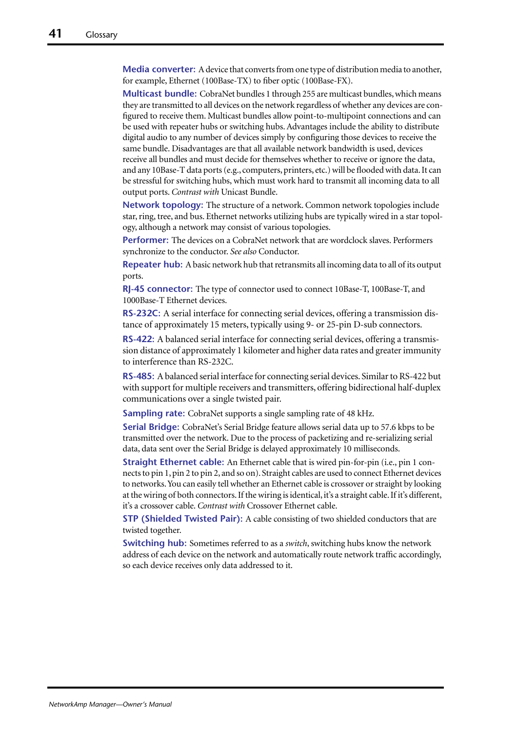**Media converter:** A device that converts from one type of distribution media to another, for example, Ethernet (100Base-TX) to fiber optic (100Base-FX).

**Multicast bundle:** CobraNet bundles 1 through 255 are multicast bundles, which means they are transmitted to all devices on the network regardless of whether any devices are configured to receive them. Multicast bundles allow point-to-multipoint connections and can be used with repeater hubs or switching hubs. Advantages include the ability to distribute digital audio to any number of devices simply by configuring those devices to receive the same bundle. Disadvantages are that all available network bandwidth is used, devices receive all bundles and must decide for themselves whether to receive or ignore the data, and any 10Base-T data ports (e.g., computers, printers, etc.) will be flooded with data. It can be stressful for switching hubs, which must work hard to transmit all incoming data to all output ports. *Contrast with* Unicast Bundle.

**Network topology:** The structure of a network. Common network topologies include star, ring, tree, and bus. Ethernet networks utilizing hubs are typically wired in a star topology, although a network may consist of various topologies.

**Performer:** The devices on a CobraNet network that are wordclock slaves. Performers synchronize to the conductor. *See also* Conductor.

**Repeater hub:** A basic network hub that retransmits all incoming data to all of its output ports.

**RJ-45 connector:** The type of connector used to connect 10Base-T, 100Base-T, and 1000Base-T Ethernet devices.

**RS-232C:** A serial interface for connecting serial devices, offering a transmission distance of approximately 15 meters, typically using 9- or 25-pin D-sub connectors.

**RS-422:** A balanced serial interface for connecting serial devices, offering a transmission distance of approximately 1 kilometer and higher data rates and greater immunity to interference than RS-232C.

**RS-485:** A balanced serial interface for connecting serial devices. Similar to RS-422 but with support for multiple receivers and transmitters, offering bidirectional half-duplex communications over a single twisted pair.

**Sampling rate:** CobraNet supports a single sampling rate of 48 kHz.

**Serial Bridge:** CobraNet's Serial Bridge feature allows serial data up to 57.6 kbps to be transmitted over the network. Due to the process of packetizing and re-serializing serial data, data sent over the Serial Bridge is delayed approximately 10 milliseconds.

**Straight Ethernet cable:** An Ethernet cable that is wired pin-for-pin (i.e., pin 1 connects to pin 1, pin 2 to pin 2, and so on). Straight cables are used to connect Ethernet devices to networks. You can easily tell whether an Ethernet cable is crossover or straight by looking at the wiring of both connectors. If the wiring is identical, it's a straight cable. If it's different, it's a crossover cable. *Contrast with* Crossover Ethernet cable.

**STP (Shielded Twisted Pair):** A cable consisting of two shielded conductors that are twisted together.

**Switching hub:** Sometimes referred to as a *switch*, switching hubs know the network address of each device on the network and automatically route network traffic accordingly, so each device receives only data addressed to it.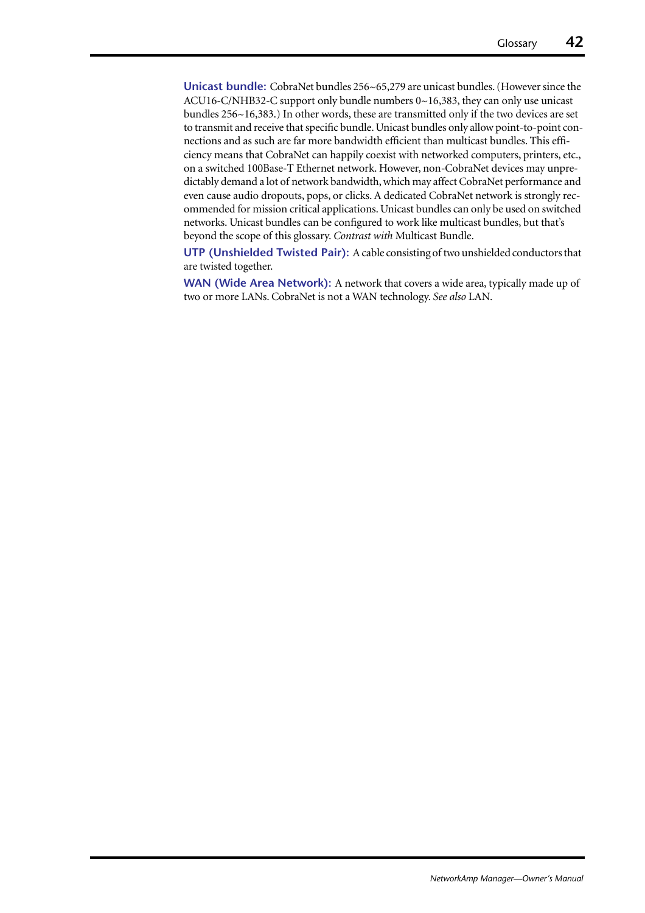**Unicast bundle:** CobraNet bundles 256~65,279 are unicast bundles. (However since the ACU16-C/NHB32-C support only bundle numbers 0~16,383, they can only use unicast bundles 256~16,383.) In other words, these are transmitted only if the two devices are set to transmit and receive that specific bundle. Unicast bundles only allow point-to-point connections and as such are far more bandwidth efficient than multicast bundles. This efficiency means that CobraNet can happily coexist with networked computers, printers, etc., on a switched 100Base-T Ethernet network. However, non-CobraNet devices may unpredictably demand a lot of network bandwidth, which may affect CobraNet performance and even cause audio dropouts, pops, or clicks. A dedicated CobraNet network is strongly recommended for mission critical applications. Unicast bundles can only be used on switched networks. Unicast bundles can be configured to work like multicast bundles, but that's beyond the scope of this glossary. *Contrast with* Multicast Bundle.

**UTP (Unshielded Twisted Pair):** A cable consisting of two unshielded conductors that are twisted together.

**WAN (Wide Area Network):** A network that covers a wide area, typically made up of two or more LANs. CobraNet is not a WAN technology. *See also* LAN.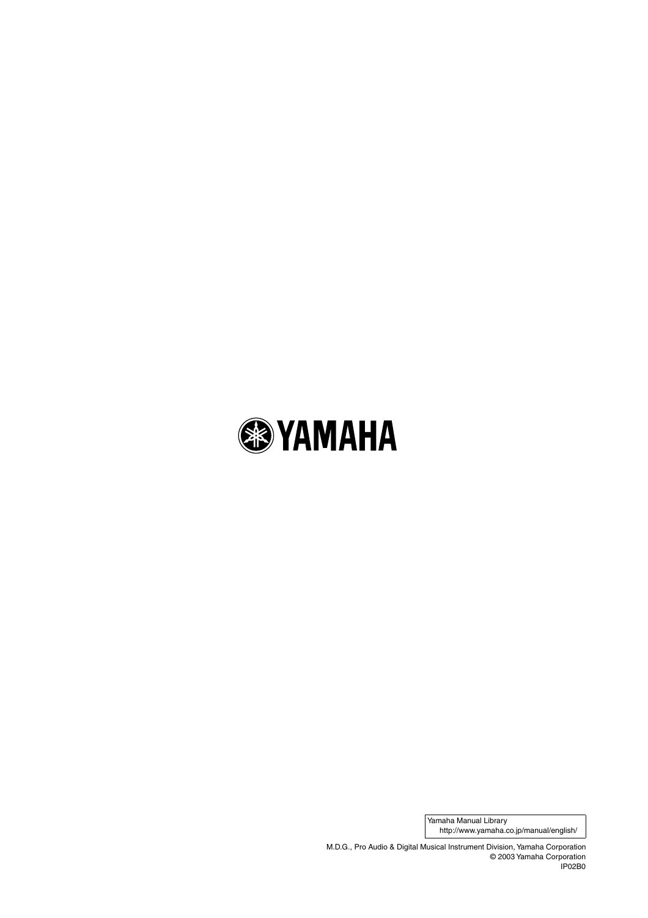YAMAHA

Yamaha Manual Library
http://www.yamaha.co.jp/manual/english/

M.D.G., Pro Audio & Digital Musical Instrument Division, Yamaha Corporation
© 2003 Yamaha Corporation
IP02B0